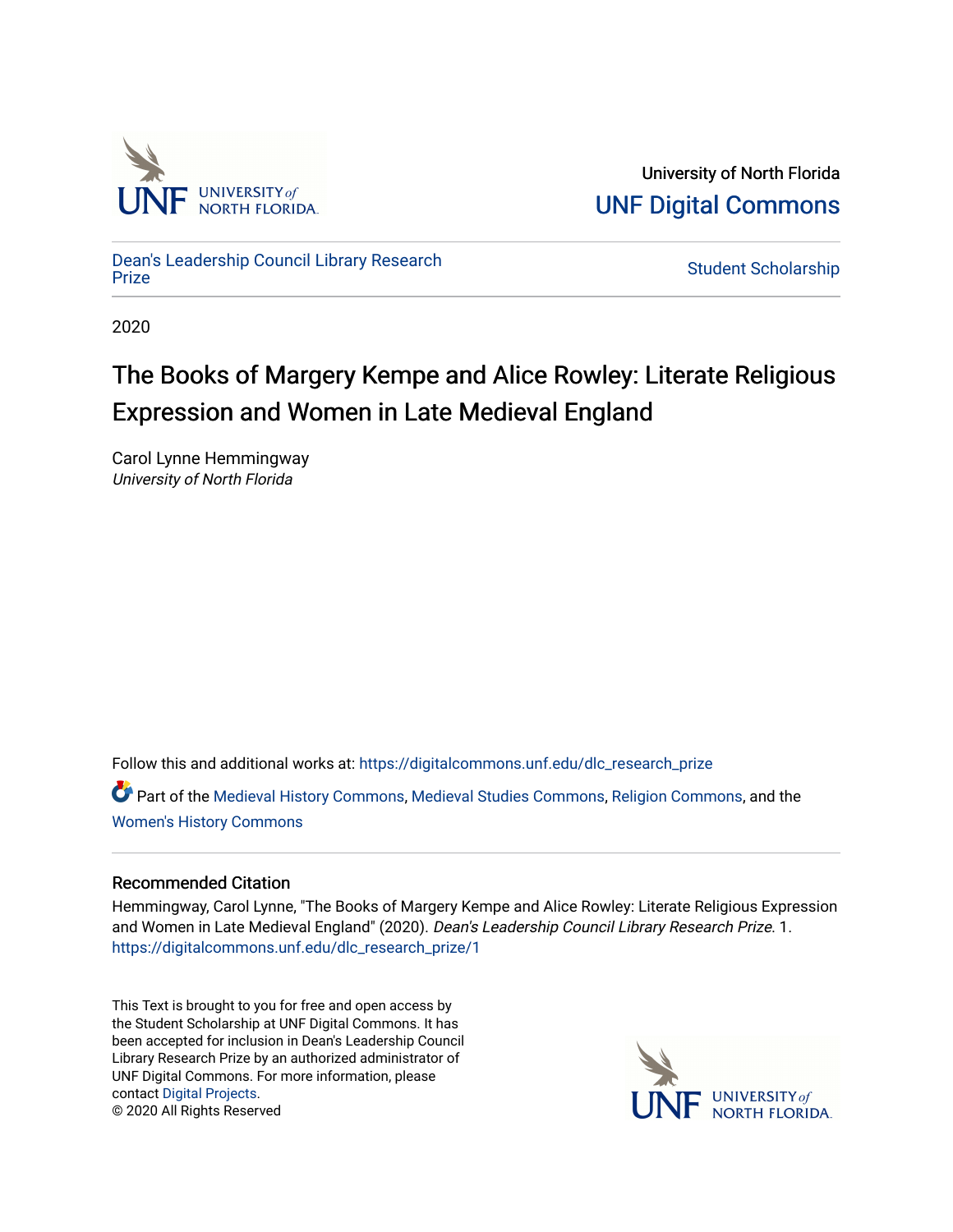University of North Florida

UNF Digital Commons

Dean's Leadership Council Library Research Prize

Student Scholarship

2020

# The Books of Margery Kempe and Alice Rowley: Literate Religious Expression and Women in Late Medieval England

Carol Lynne Hemmingway
*University of North Florida*

Follow this and additional works at: https://digitalcommons.unf.edu/dlc_research_prize

Part of the Medieval History Commons, Medieval Studies Commons, Religion Commons, and the Women's History Commons

## Recommended Citation

Hemmingway, Carol Lynne, "The Books of Margery Kempe and Alice Rowley: Literate Religious Expression and Women in Late Medieval England" (2020). *Dean's Leadership Council Library Research Prize*. 1.
https://digitalcommons.unf.edu/dlc_research_prize/1

This Text is brought to you for free and open access by the Student Scholarship at UNF Digital Commons. It has been accepted for inclusion in Dean's Leadership Council Library Research Prize by an authorized administrator of UNF Digital Commons. For more information, please contact Digital Projects.
© 2020 All Rights Reserved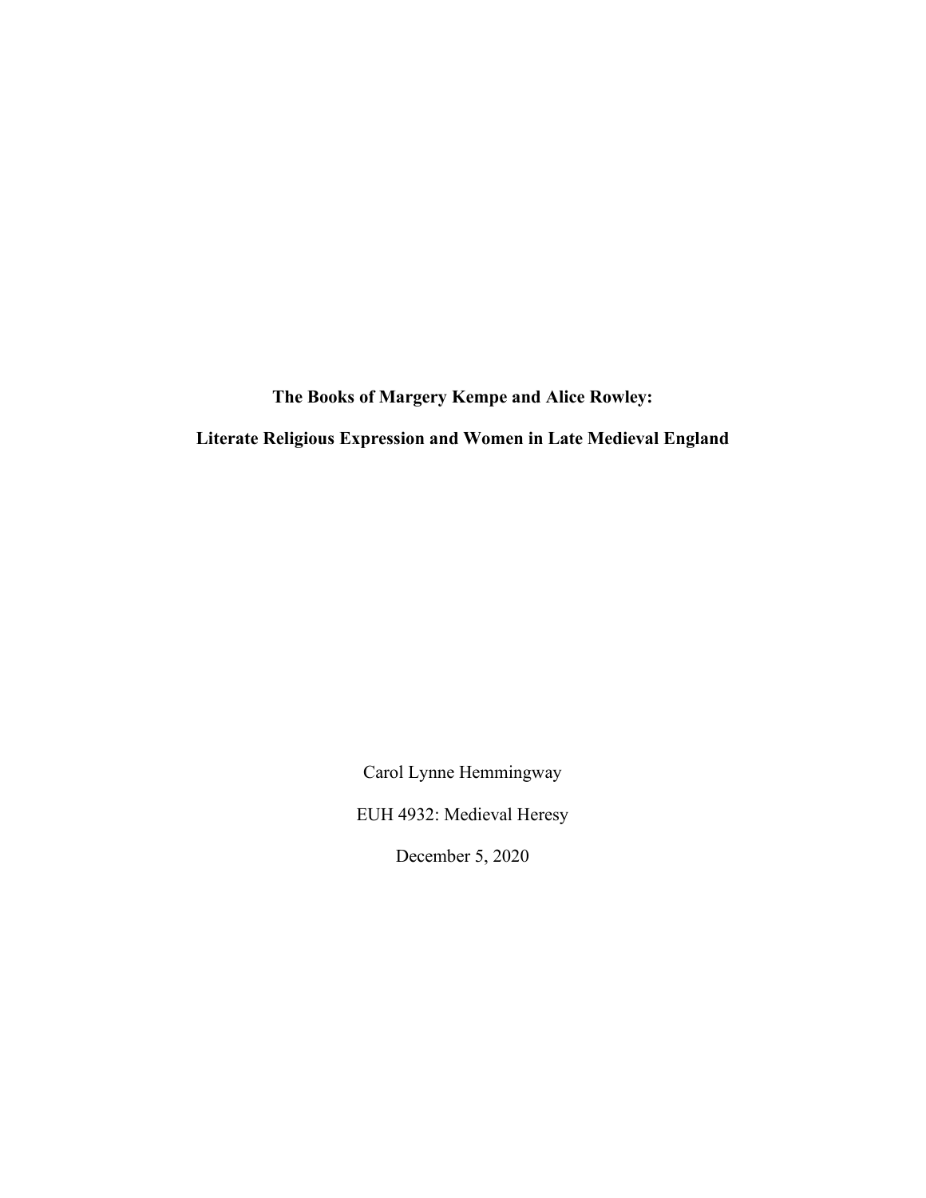**The Books of Margery Kempe and Alice Rowley:**

**Literate Religious Expression and Women in Late Medieval England**

Carol Lynne Hemmingway

EUH 4932: Medieval Heresy

December 5, 2020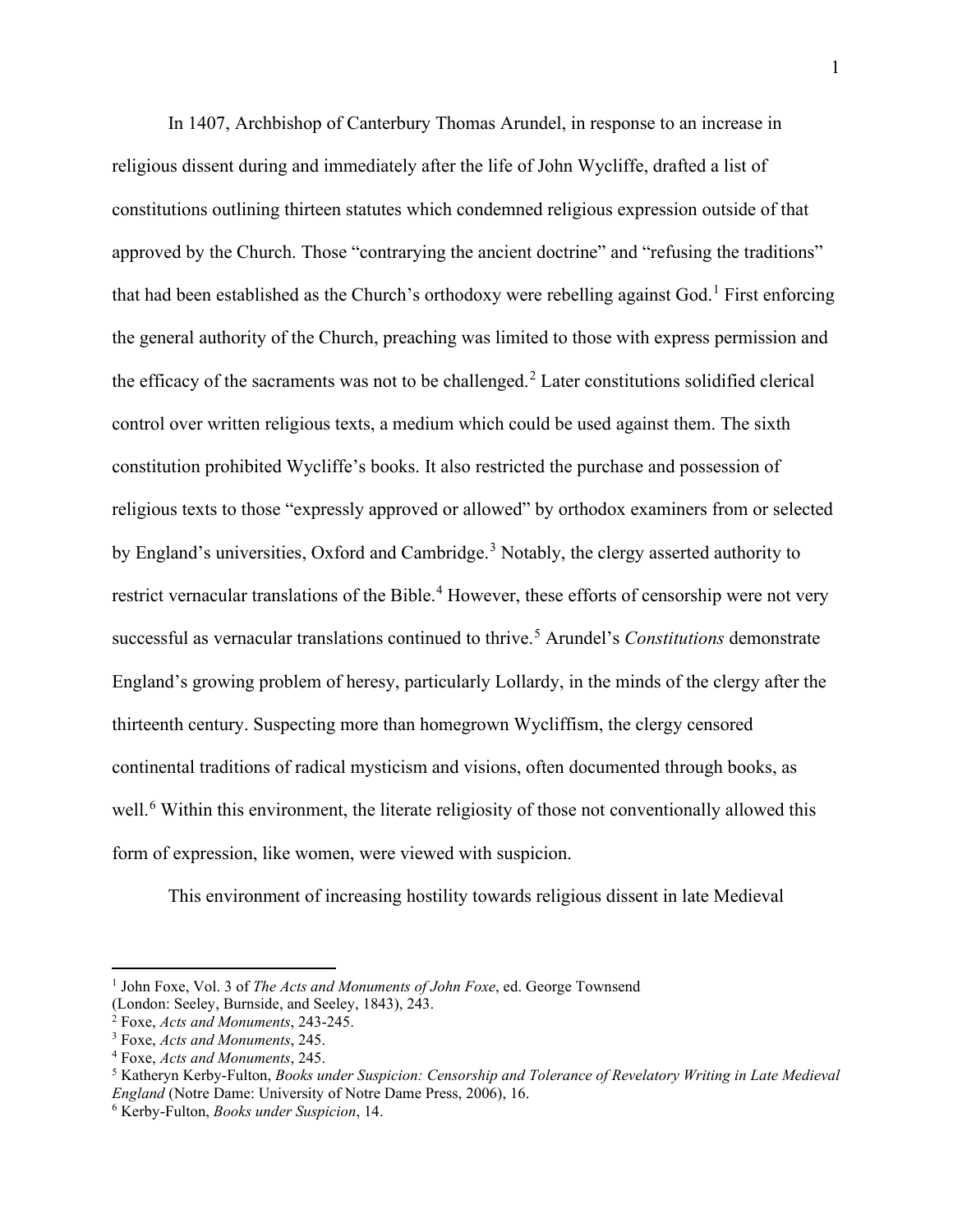In 1407, Archbishop of Canterbury Thomas Arundel, in response to an increase in religious dissent during and immediately after the life of John Wycliffe, drafted a list of constitutions outlining thirteen statutes which condemned religious expression outside of that approved by the Church. Those "contrarying the ancient doctrine" and "refusing the traditions" that had been established as the Church's orthodoxy were rebelling against God.[1] First enforcing the general authority of the Church, preaching was limited to those with express permission and the efficacy of the sacraments was not to be challenged.[2] Later constitutions solidified clerical control over written religious texts, a medium which could be used against them. The sixth constitution prohibited Wycliffe's books. It also restricted the purchase and possession of religious texts to those "expressly approved or allowed" by orthodox examiners from or selected by England's universities, Oxford and Cambridge.[3] Notably, the clergy asserted authority to restrict vernacular translations of the Bible.[4] However, these efforts of censorship were not very successful as vernacular translations continued to thrive.[5] Arundel's *Constitutions* demonstrate England's growing problem of heresy, particularly Lollardy, in the minds of the clergy after the thirteenth century. Suspecting more than homegrown Wycliffism, the clergy censored continental traditions of radical mysticism and visions, often documented through books, as well.[6] Within this environment, the literate religiosity of those not conventionally allowed this form of expression, like women, were viewed with suspicion.

This environment of increasing hostility towards religious dissent in late Medieval

---

[1] John Foxe, Vol. 3 of *The Acts and Monuments of John Foxe*, ed. George Townsend (London: Seeley, Burnside, and Seeley, 1843), 243.

[2] Foxe, *Acts and Monuments*, 243-245.

[3] Foxe, *Acts and Monuments*, 245.

[4] Foxe, *Acts and Monuments*, 245.

[5] Katheryn Kerby-Fulton, *Books under Suspicion: Censorship and Tolerance of Revelatory Writing in Late Medieval England* (Notre Dame: University of Notre Dame Press, 2006), 16.

[6] Kerby-Fulton, *Books under Suspicion*, 14.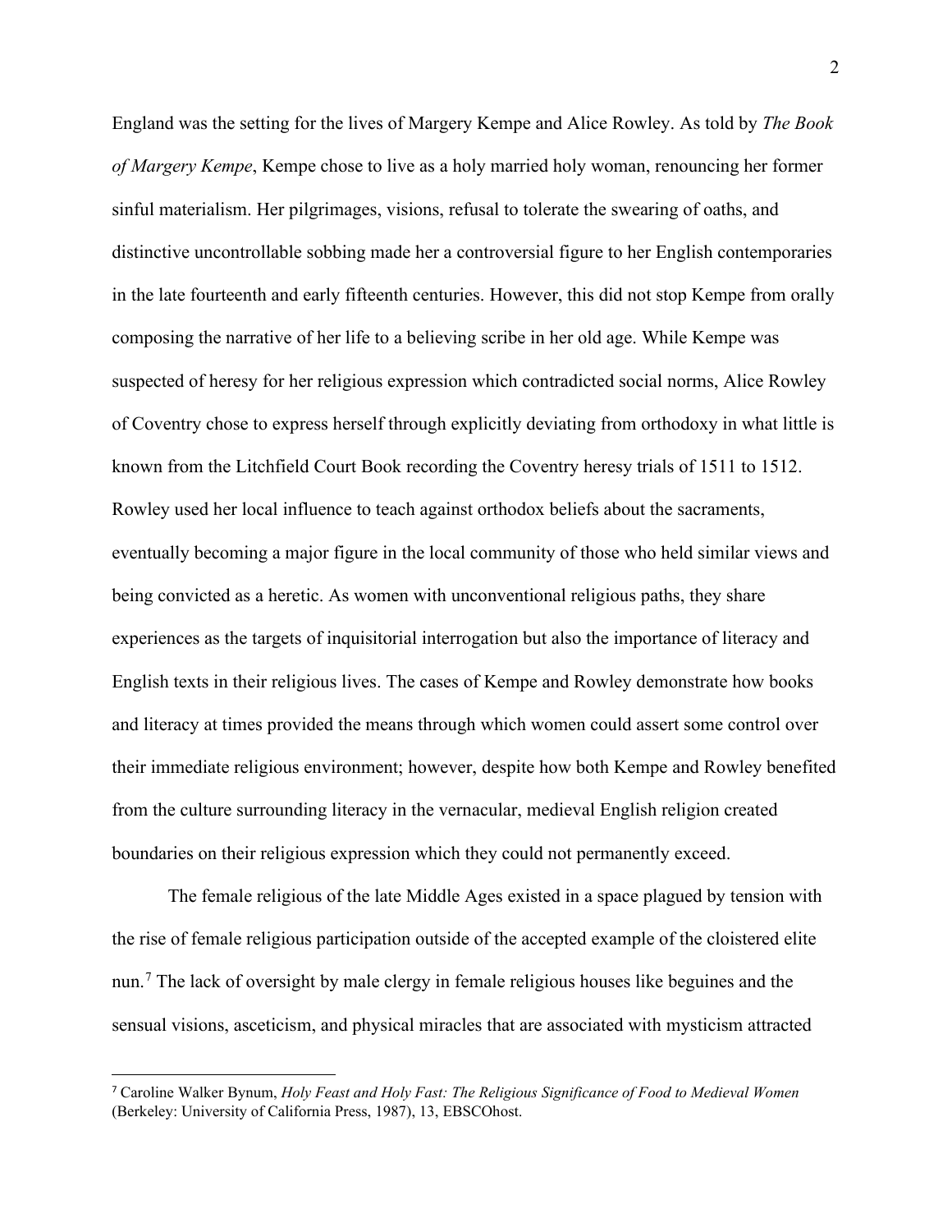England was the setting for the lives of Margery Kempe and Alice Rowley. As told by *The Book of Margery Kempe*, Kempe chose to live as a holy married holy woman, renouncing her former sinful materialism. Her pilgrimages, visions, refusal to tolerate the swearing of oaths, and distinctive uncontrollable sobbing made her a controversial figure to her English contemporaries in the late fourteenth and early fifteenth centuries. However, this did not stop Kempe from orally composing the narrative of her life to a believing scribe in her old age. While Kempe was suspected of heresy for her religious expression which contradicted social norms, Alice Rowley of Coventry chose to express herself through explicitly deviating from orthodoxy in what little is known from the Litchfield Court Book recording the Coventry heresy trials of 1511 to 1512. Rowley used her local influence to teach against orthodox beliefs about the sacraments, eventually becoming a major figure in the local community of those who held similar views and being convicted as a heretic. As women with unconventional religious paths, they share experiences as the targets of inquisitorial interrogation but also the importance of literacy and English texts in their religious lives. The cases of Kempe and Rowley demonstrate how books and literacy at times provided the means through which women could assert some control over their immediate religious environment; however, despite how both Kempe and Rowley benefited from the culture surrounding literacy in the vernacular, medieval English religion created boundaries on their religious expression which they could not permanently exceed.

The female religious of the late Middle Ages existed in a space plagued by tension with the rise of female religious participation outside of the accepted example of the cloistered elite nun.[7] The lack of oversight by male clergy in female religious houses like beguines and the sensual visions, asceticism, and physical miracles that are associated with mysticism attracted

[7] Caroline Walker Bynum, *Holy Feast and Holy Fast: The Religious Significance of Food to Medieval Women* (Berkeley: University of California Press, 1987), 13, EBSCOhost.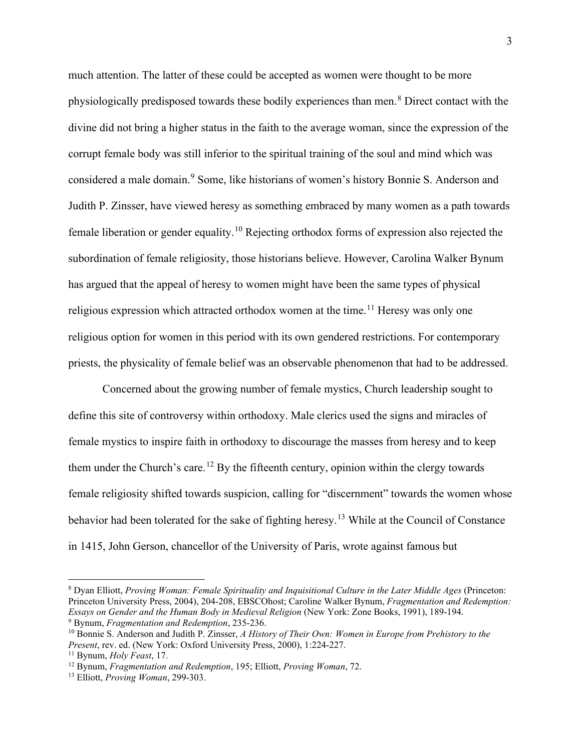much attention. The latter of these could be accepted as women were thought to be more physiologically predisposed towards these bodily experiences than men.[8] Direct contact with the divine did not bring a higher status in the faith to the average woman, since the expression of the corrupt female body was still inferior to the spiritual training of the soul and mind which was considered a male domain.[9] Some, like historians of women's history Bonnie S. Anderson and Judith P. Zinsser, have viewed heresy as something embraced by many women as a path towards female liberation or gender equality.[10] Rejecting orthodox forms of expression also rejected the subordination of female religiosity, those historians believe. However, Carolina Walker Bynum has argued that the appeal of heresy to women might have been the same types of physical religious expression which attracted orthodox women at the time.[11] Heresy was only one religious option for women in this period with its own gendered restrictions. For contemporary priests, the physicality of female belief was an observable phenomenon that had to be addressed.

Concerned about the growing number of female mystics, Church leadership sought to define this site of controversy within orthodoxy. Male clerics used the signs and miracles of female mystics to inspire faith in orthodoxy to discourage the masses from heresy and to keep them under the Church's care.[12] By the fifteenth century, opinion within the clergy towards female religiosity shifted towards suspicion, calling for "discernment" towards the women whose behavior had been tolerated for the sake of fighting heresy.[13] While at the Council of Constance in 1415, John Gerson, chancellor of the University of Paris, wrote against famous but

---

[8] Dyan Elliott, *Proving Woman: Female Spirituality and Inquisitional Culture in the Later Middle Ages* (Princeton: Princeton University Press, 2004), 204-208, EBSCOhost; Caroline Walker Bynum, *Fragmentation and Redemption: Essays on Gender and the Human Body in Medieval Religion* (New York: Zone Books, 1991), 189-194.

[9] Bynum, *Fragmentation and Redemption*, 235-236.

[10] Bonnie S. Anderson and Judith P. Zinsser, *A History of Their Own: Women in Europe from Prehistory to the Present*, rev. ed. (New York: Oxford University Press, 2000), 1:224-227.

[11] Bynum, *Holy Feast*, 17.

[12] Bynum, *Fragmentation and Redemption*, 195; Elliott, *Proving Woman*, 72.

[13] Elliott, *Proving Woman*, 299-303.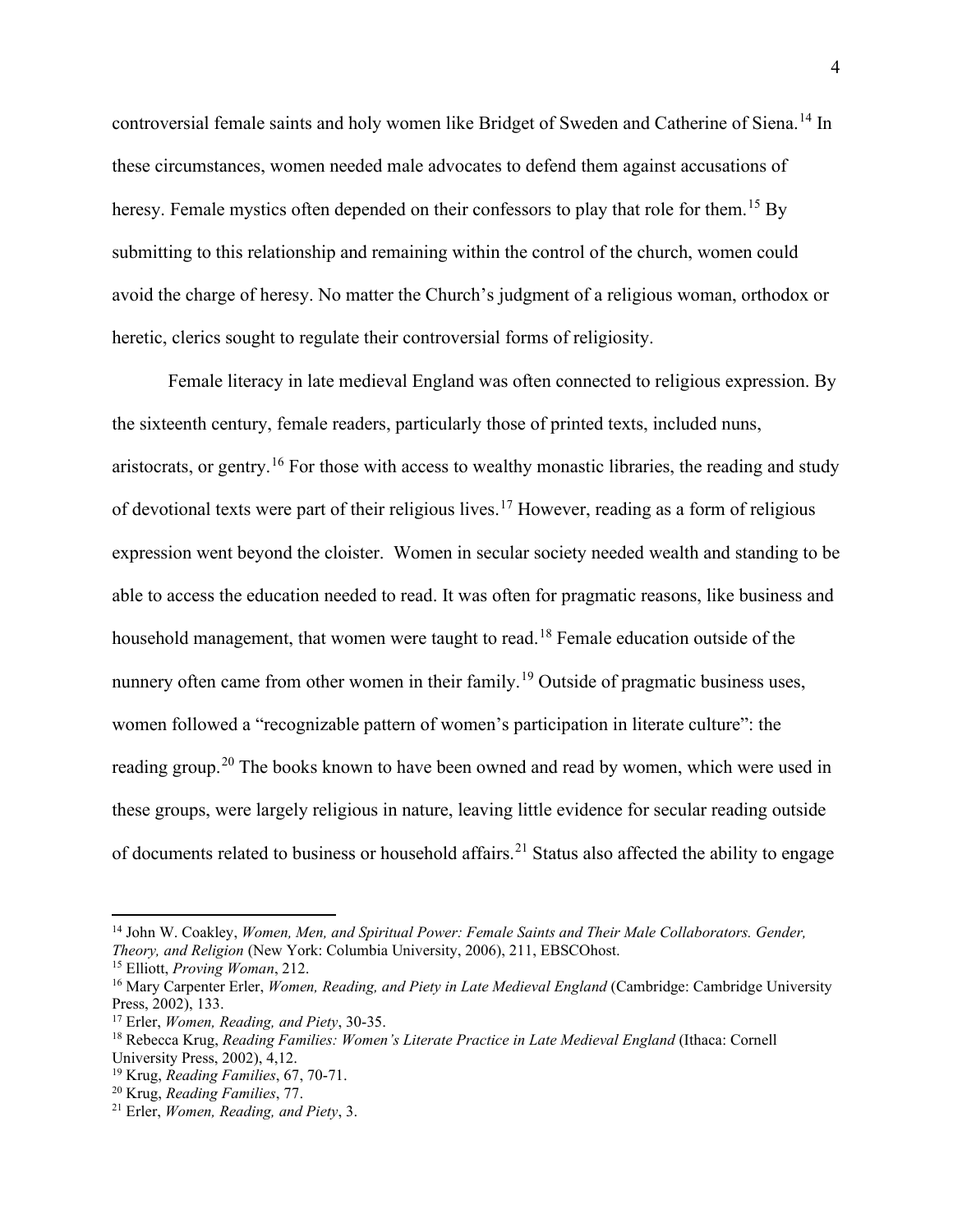controversial female saints and holy women like Bridget of Sweden and Catherine of Siena.[14] In these circumstances, women needed male advocates to defend them against accusations of heresy. Female mystics often depended on their confessors to play that role for them.[15] By submitting to this relationship and remaining within the control of the church, women could avoid the charge of heresy. No matter the Church's judgment of a religious woman, orthodox or heretic, clerics sought to regulate their controversial forms of religiosity.

Female literacy in late medieval England was often connected to religious expression. By the sixteenth century, female readers, particularly those of printed texts, included nuns, aristocrats, or gentry.[16] For those with access to wealthy monastic libraries, the reading and study of devotional texts were part of their religious lives.[17] However, reading as a form of religious expression went beyond the cloister. Women in secular society needed wealth and standing to be able to access the education needed to read. It was often for pragmatic reasons, like business and household management, that women were taught to read.[18] Female education outside of the nunnery often came from other women in their family.[19] Outside of pragmatic business uses, women followed a "recognizable pattern of women's participation in literate culture": the reading group.[20] The books known to have been owned and read by women, which were used in these groups, were largely religious in nature, leaving little evidence for secular reading outside of documents related to business or household affairs.[21] Status also affected the ability to engage

---

[14] John W. Coakley, *Women, Men, and Spiritual Power: Female Saints and Their Male Collaborators. Gender, Theory, and Religion* (New York: Columbia University, 2006), 211, EBSCOhost.

[15] Elliott, *Proving Woman*, 212.

[16] Mary Carpenter Erler, *Women, Reading, and Piety in Late Medieval England* (Cambridge: Cambridge University Press, 2002), 133.

[17] Erler, *Women, Reading, and Piety*, 30-35.

[18] Rebecca Krug, *Reading Families: Women's Literate Practice in Late Medieval England* (Ithaca: Cornell University Press, 2002), 4,12.

[19] Krug, *Reading Families*, 67, 70-71.

[20] Krug, *Reading Families*, 77.

[21] Erler, *Women, Reading, and Piety*, 3.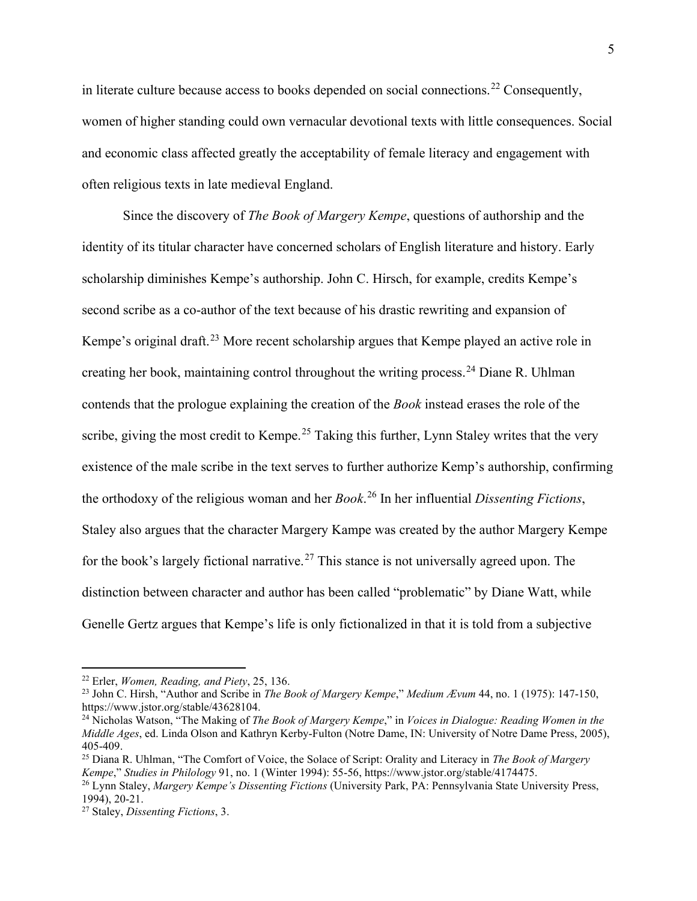in literate culture because access to books depended on social connections.[22] Consequently, women of higher standing could own vernacular devotional texts with little consequences. Social and economic class affected greatly the acceptability of female literacy and engagement with often religious texts in late medieval England.

Since the discovery of *The Book of Margery Kempe*, questions of authorship and the identity of its titular character have concerned scholars of English literature and history. Early scholarship diminishes Kempe's authorship. John C. Hirsch, for example, credits Kempe's second scribe as a co-author of the text because of his drastic rewriting and expansion of Kempe's original draft.[23] More recent scholarship argues that Kempe played an active role in creating her book, maintaining control throughout the writing process.[24] Diane R. Uhlman contends that the prologue explaining the creation of the *Book* instead erases the role of the scribe, giving the most credit to Kempe.[25] Taking this further, Lynn Staley writes that the very existence of the male scribe in the text serves to further authorize Kemp's authorship, confirming the orthodoxy of the religious woman and her *Book*.[26] In her influential *Dissenting Fictions*, Staley also argues that the character Margery Kampe was created by the author Margery Kempe for the book's largely fictional narrative.[27] This stance is not universally agreed upon. The distinction between character and author has been called "problematic" by Diane Watt, while Genelle Gertz argues that Kempe's life is only fictionalized in that it is told from a subjective

---

[22] Erler, *Women, Reading, and Piety*, 25, 136.

[23] John C. Hirsh, "Author and Scribe in *The Book of Margery Kempe*," *Medium Ævum* 44, no. 1 (1975): 147-150, https://www.jstor.org/stable/43628104.

[24] Nicholas Watson, "The Making of *The Book of Margery Kempe*," in *Voices in Dialogue: Reading Women in the Middle Ages*, ed. Linda Olson and Kathryn Kerby-Fulton (Notre Dame, IN: University of Notre Dame Press, 2005), 405-409.

[25] Diana R. Uhlman, "The Comfort of Voice, the Solace of Script: Orality and Literacy in *The Book of Margery Kempe*," *Studies in Philology* 91, no. 1 (Winter 1994): 55-56, https://www.jstor.org/stable/4174475.

[26] Lynn Staley, *Margery Kempe's Dissenting Fictions* (University Park, PA: Pennsylvania State University Press, 1994), 20-21.

[27] Staley, *Dissenting Fictions*, 3.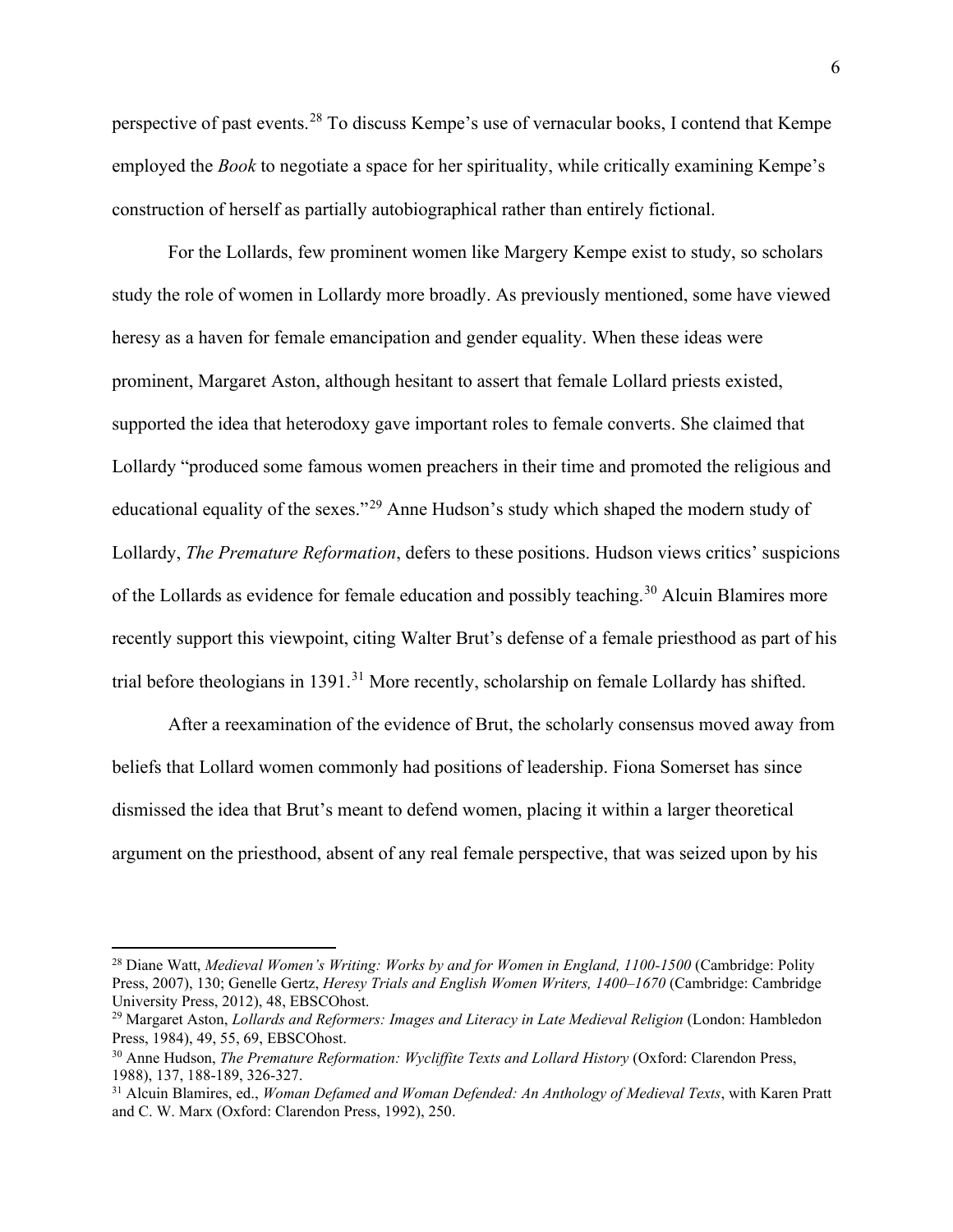perspective of past events.[28] To discuss Kempe's use of vernacular books, I contend that Kempe employed the *Book* to negotiate a space for her spirituality, while critically examining Kempe's construction of herself as partially autobiographical rather than entirely fictional.

For the Lollards, few prominent women like Margery Kempe exist to study, so scholars study the role of women in Lollardy more broadly. As previously mentioned, some have viewed heresy as a haven for female emancipation and gender equality. When these ideas were prominent, Margaret Aston, although hesitant to assert that female Lollard priests existed, supported the idea that heterodoxy gave important roles to female converts. She claimed that Lollardy "produced some famous women preachers in their time and promoted the religious and educational equality of the sexes."[29] Anne Hudson's study which shaped the modern study of Lollardy, *The Premature Reformation*, defers to these positions. Hudson views critics' suspicions of the Lollards as evidence for female education and possibly teaching.[30] Alcuin Blamires more recently support this viewpoint, citing Walter Brut's defense of a female priesthood as part of his trial before theologians in 1391.[31] More recently, scholarship on female Lollardy has shifted.

After a reexamination of the evidence of Brut, the scholarly consensus moved away from beliefs that Lollard women commonly had positions of leadership. Fiona Somerset has since dismissed the idea that Brut's meant to defend women, placing it within a larger theoretical argument on the priesthood, absent of any real female perspective, that was seized upon by his

---

[28] Diane Watt, *Medieval Women's Writing: Works by and for Women in England, 1100-1500* (Cambridge: Polity Press, 2007), 130; Genelle Gertz, *Heresy Trials and English Women Writers, 1400–1670* (Cambridge: Cambridge University Press, 2012), 48, EBSCOhost.

[29] Margaret Aston, *Lollards and Reformers: Images and Literacy in Late Medieval Religion* (London: Hambledon Press, 1984), 49, 55, 69, EBSCOhost.

[30] Anne Hudson, *The Premature Reformation: Wycliffite Texts and Lollard History* (Oxford: Clarendon Press, 1988), 137, 188-189, 326-327.

[31] Alcuin Blamires, ed., *Woman Defamed and Woman Defended: An Anthology of Medieval Texts*, with Karen Pratt and C. W. Marx (Oxford: Clarendon Press, 1992), 250.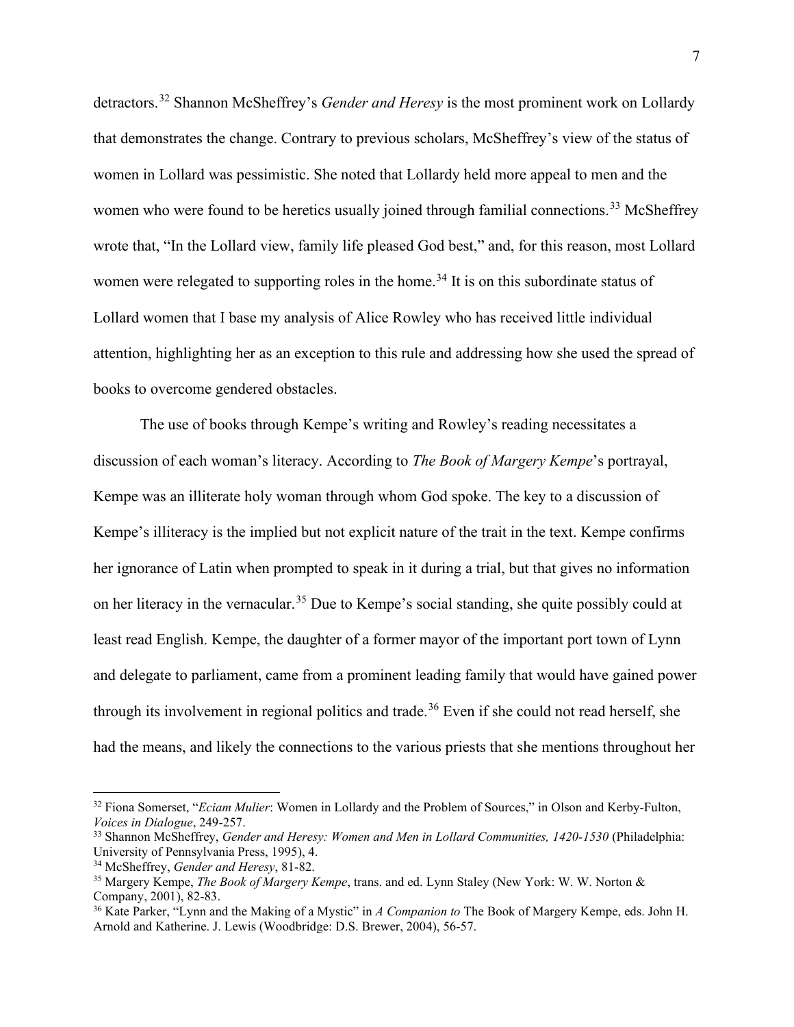detractors.[32] Shannon McSheffrey's *Gender and Heresy* is the most prominent work on Lollardy that demonstrates the change. Contrary to previous scholars, McSheffrey's view of the status of women in Lollard was pessimistic. She noted that Lollardy held more appeal to men and the women who were found to be heretics usually joined through familial connections.[33] McSheffrey wrote that, "In the Lollard view, family life pleased God best," and, for this reason, most Lollard women were relegated to supporting roles in the home.[34] It is on this subordinate status of Lollard women that I base my analysis of Alice Rowley who has received little individual attention, highlighting her as an exception to this rule and addressing how she used the spread of books to overcome gendered obstacles.

The use of books through Kempe's writing and Rowley's reading necessitates a discussion of each woman's literacy. According to *The Book of Margery Kempe*'s portrayal, Kempe was an illiterate holy woman through whom God spoke. The key to a discussion of Kempe's illiteracy is the implied but not explicit nature of the trait in the text. Kempe confirms her ignorance of Latin when prompted to speak in it during a trial, but that gives no information on her literacy in the vernacular.[35] Due to Kempe's social standing, she quite possibly could at least read English. Kempe, the daughter of a former mayor of the important port town of Lynn and delegate to parliament, came from a prominent leading family that would have gained power through its involvement in regional politics and trade.[36] Even if she could not read herself, she had the means, and likely the connections to the various priests that she mentions throughout her

---

[32] Fiona Somerset, "*Eciam Mulier*: Women in Lollardy and the Problem of Sources," in Olson and Kerby-Fulton, *Voices in Dialogue*, 249-257.

[33] Shannon McSheffrey, *Gender and Heresy: Women and Men in Lollard Communities, 1420-1530* (Philadelphia: University of Pennsylvania Press, 1995), 4.

[34] McSheffrey, *Gender and Heresy*, 81-82.

[35] Margery Kempe, *The Book of Margery Kempe*, trans. and ed. Lynn Staley (New York: W. W. Norton & Company, 2001), 82-83.

[36] Kate Parker, "Lynn and the Making of a Mystic" in *A Companion to* The Book of Margery Kempe, eds. John H. Arnold and Katherine. J. Lewis (Woodbridge: D.S. Brewer, 2004), 56-57.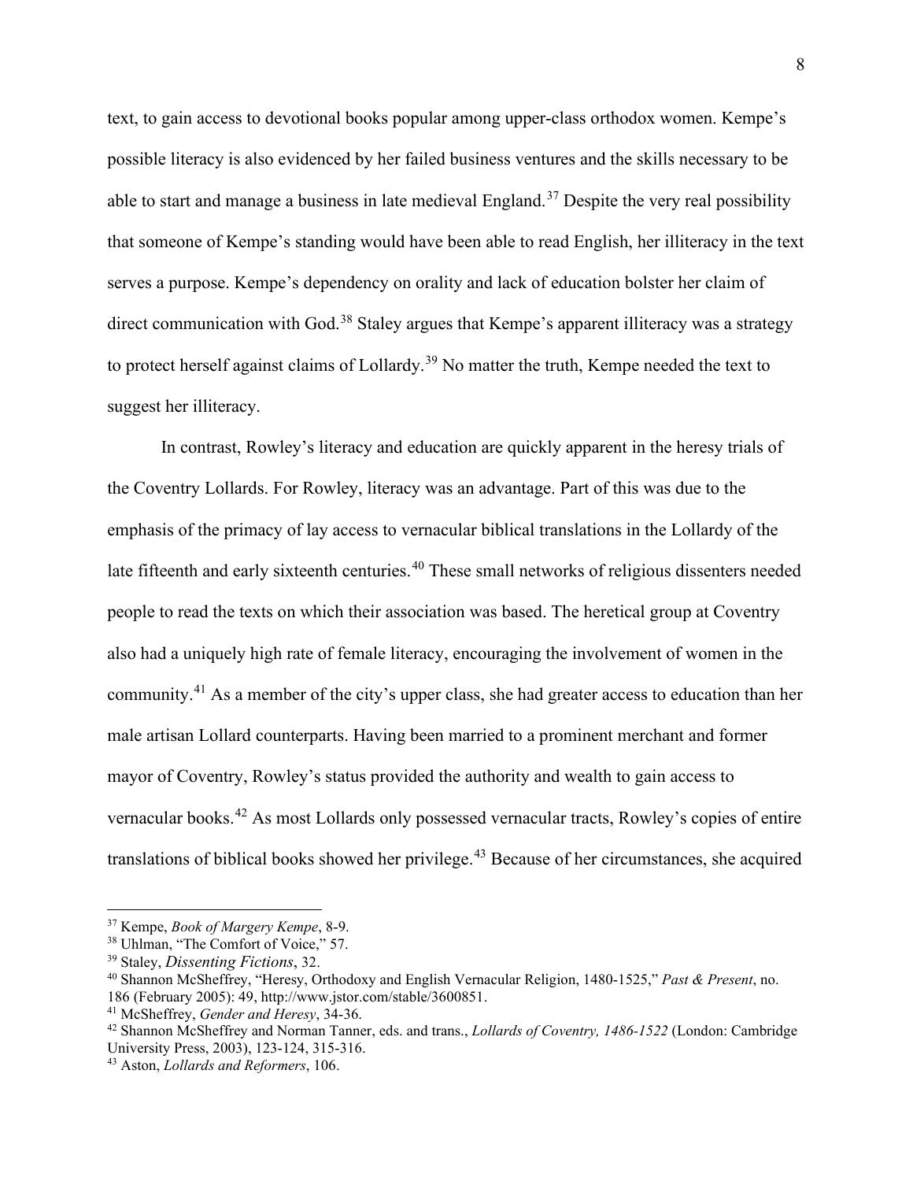text, to gain access to devotional books popular among upper-class orthodox women. Kempe's possible literacy is also evidenced by her failed business ventures and the skills necessary to be able to start and manage a business in late medieval England.[37] Despite the very real possibility that someone of Kempe's standing would have been able to read English, her illiteracy in the text serves a purpose. Kempe's dependency on orality and lack of education bolster her claim of direct communication with God.[38] Staley argues that Kempe's apparent illiteracy was a strategy to protect herself against claims of Lollardy.[39] No matter the truth, Kempe needed the text to suggest her illiteracy.

In contrast, Rowley's literacy and education are quickly apparent in the heresy trials of the Coventry Lollards. For Rowley, literacy was an advantage. Part of this was due to the emphasis of the primacy of lay access to vernacular biblical translations in the Lollardy of the late fifteenth and early sixteenth centuries.[40] These small networks of religious dissenters needed people to read the texts on which their association was based. The heretical group at Coventry also had a uniquely high rate of female literacy, encouraging the involvement of women in the community.[41] As a member of the city's upper class, she had greater access to education than her male artisan Lollard counterparts. Having been married to a prominent merchant and former mayor of Coventry, Rowley's status provided the authority and wealth to gain access to vernacular books.[42] As most Lollards only possessed vernacular tracts, Rowley's copies of entire translations of biblical books showed her privilege.[43] Because of her circumstances, she acquired

---

[37] Kempe, *Book of Margery Kempe*, 8-9.

[38] Uhlman, "The Comfort of Voice," 57.

[39] Staley, *Dissenting Fictions*, 32.

[40] Shannon McSheffrey, "Heresy, Orthodoxy and English Vernacular Religion, 1480-1525," *Past & Present*, no. 186 (February 2005): 49, http://www.jstor.com/stable/3600851.

[41] McSheffrey, *Gender and Heresy*, 34-36.

[42] Shannon McSheffrey and Norman Tanner, eds. and trans., *Lollards of Coventry, 1486-1522* (London: Cambridge University Press, 2003), 123-124, 315-316.

[43] Aston, *Lollards and Reformers*, 106.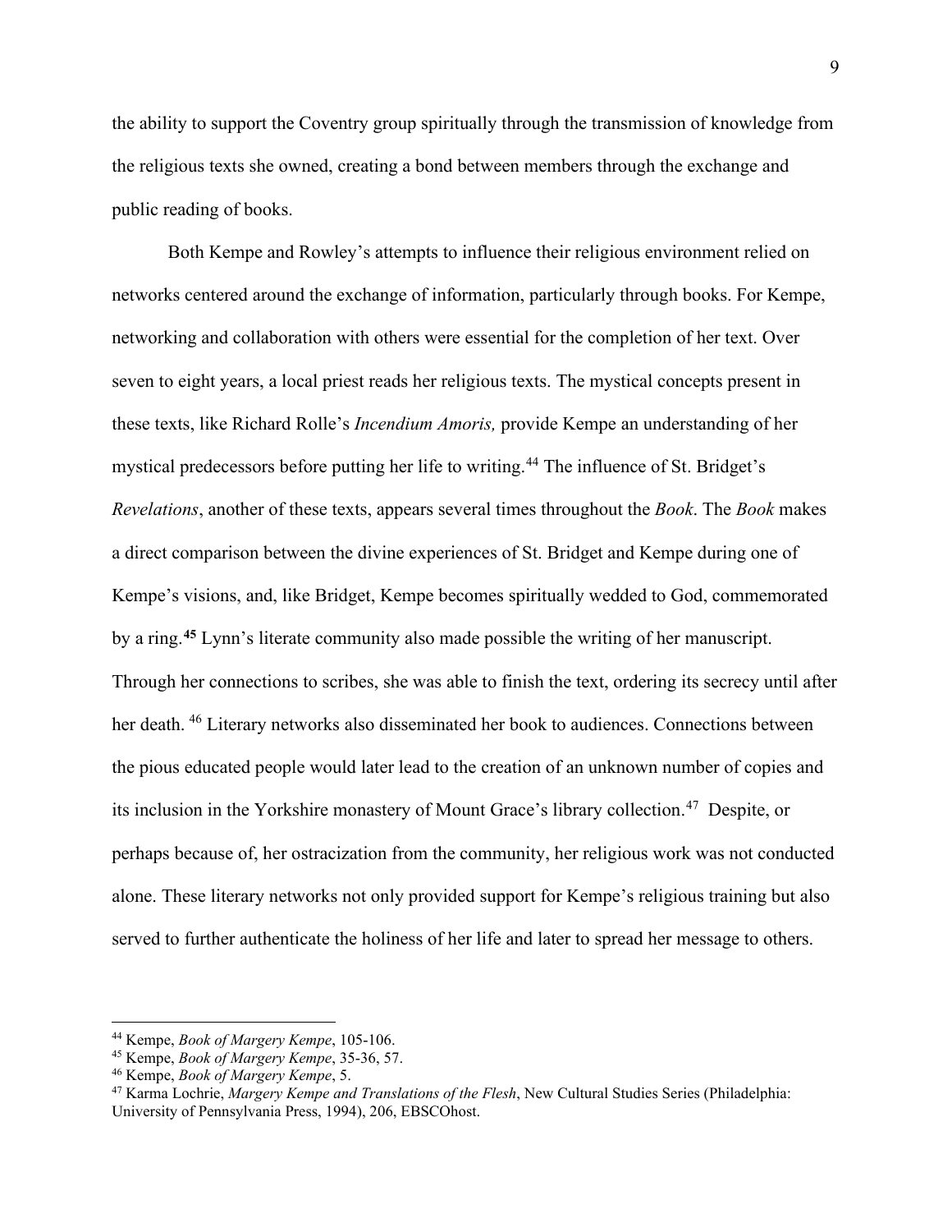the ability to support the Coventry group spiritually through the transmission of knowledge from the religious texts she owned, creating a bond between members through the exchange and public reading of books.

Both Kempe and Rowley's attempts to influence their religious environment relied on networks centered around the exchange of information, particularly through books. For Kempe, networking and collaboration with others were essential for the completion of her text. Over seven to eight years, a local priest reads her religious texts. The mystical concepts present in these texts, like Richard Rolle's *Incendium Amoris,* provide Kempe an understanding of her mystical predecessors before putting her life to writing.[44] The influence of St. Bridget's *Revelations*, another of these texts, appears several times throughout the *Book*. The *Book* makes a direct comparison between the divine experiences of St. Bridget and Kempe during one of Kempe's visions, and, like Bridget, Kempe becomes spiritually wedded to God, commemorated by a ring.[45] Lynn's literate community also made possible the writing of her manuscript. Through her connections to scribes, she was able to finish the text, ordering its secrecy until after her death. [46] Literary networks also disseminated her book to audiences. Connections between the pious educated people would later lead to the creation of an unknown number of copies and its inclusion in the Yorkshire monastery of Mount Grace's library collection.[47] Despite, or perhaps because of, her ostracization from the community, her religious work was not conducted alone. These literary networks not only provided support for Kempe's religious training but also served to further authenticate the holiness of her life and later to spread her message to others.

---

[44] Kempe, *Book of Margery Kempe*, 105-106.

[45] Kempe, *Book of Margery Kempe*, 35-36, 57.

[46] Kempe, *Book of Margery Kempe*, 5.

[47] Karma Lochrie, *Margery Kempe and Translations of the Flesh*, New Cultural Studies Series (Philadelphia: University of Pennsylvania Press, 1994), 206, EBSCOhost.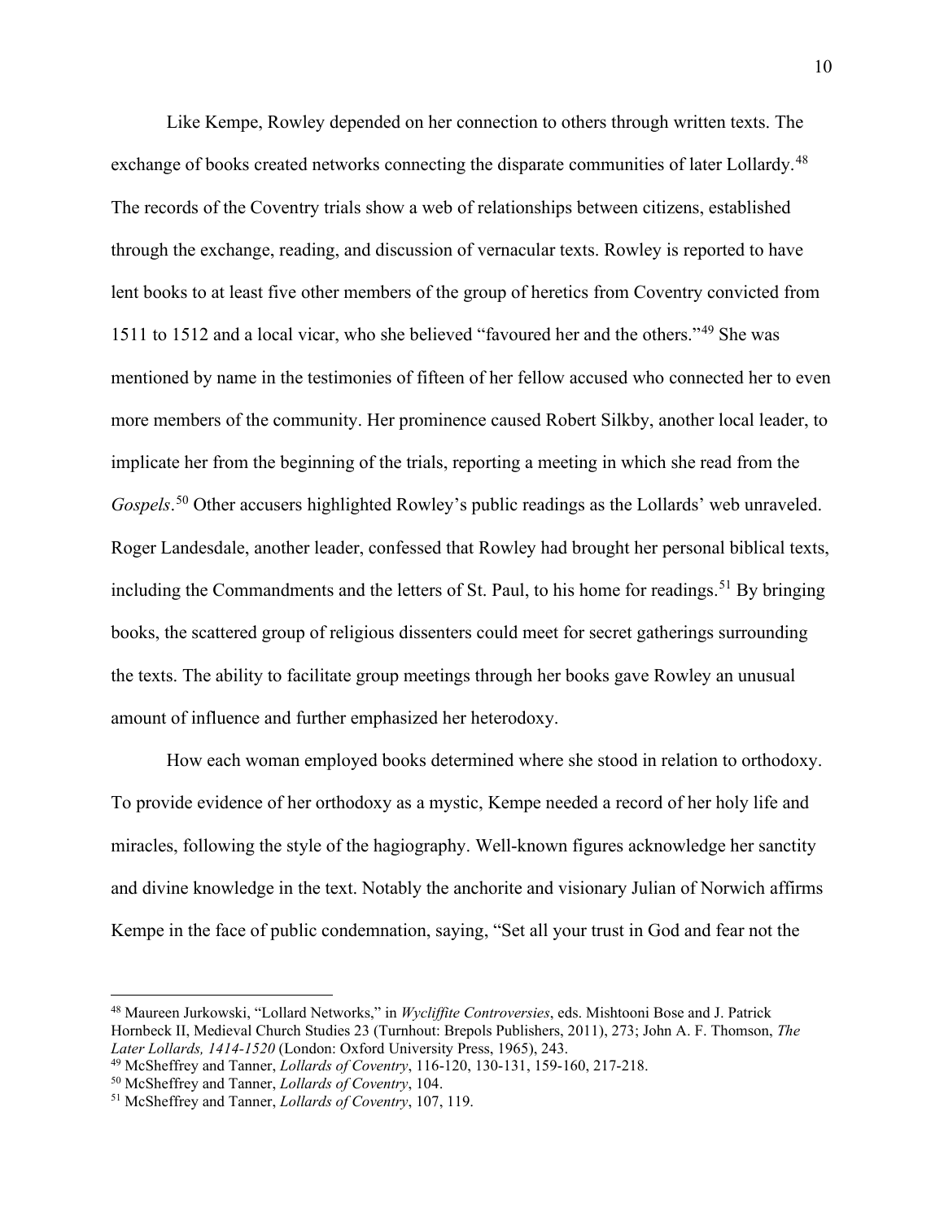Like Kempe, Rowley depended on her connection to others through written texts. The exchange of books created networks connecting the disparate communities of later Lollardy.[48] The records of the Coventry trials show a web of relationships between citizens, established through the exchange, reading, and discussion of vernacular texts. Rowley is reported to have lent books to at least five other members of the group of heretics from Coventry convicted from 1511 to 1512 and a local vicar, who she believed "favoured her and the others."[49] She was mentioned by name in the testimonies of fifteen of her fellow accused who connected her to even more members of the community. Her prominence caused Robert Silkby, another local leader, to implicate her from the beginning of the trials, reporting a meeting in which she read from the *Gospels*.[50] Other accusers highlighted Rowley's public readings as the Lollards' web unraveled. Roger Landesdale, another leader, confessed that Rowley had brought her personal biblical texts, including the Commandments and the letters of St. Paul, to his home for readings.[51] By bringing books, the scattered group of religious dissenters could meet for secret gatherings surrounding the texts. The ability to facilitate group meetings through her books gave Rowley an unusual amount of influence and further emphasized her heterodoxy.

How each woman employed books determined where she stood in relation to orthodoxy. To provide evidence of her orthodoxy as a mystic, Kempe needed a record of her holy life and miracles, following the style of the hagiography. Well-known figures acknowledge her sanctity and divine knowledge in the text. Notably the anchorite and visionary Julian of Norwich affirms Kempe in the face of public condemnation, saying, "Set all your trust in God and fear not the

---

[48] Maureen Jurkowski, "Lollard Networks," in *Wycliffite Controversies*, eds. Mishtooni Bose and J. Patrick Hornbeck II, Medieval Church Studies 23 (Turnhout: Brepols Publishers, 2011), 273; John A. F. Thomson, *The Later Lollards, 1414-1520* (London: Oxford University Press, 1965), 243.

[49] McSheffrey and Tanner, *Lollards of Coventry*, 116-120, 130-131, 159-160, 217-218.

[50] McSheffrey and Tanner, *Lollards of Coventry*, 104.

[51] McSheffrey and Tanner, *Lollards of Coventry*, 107, 119.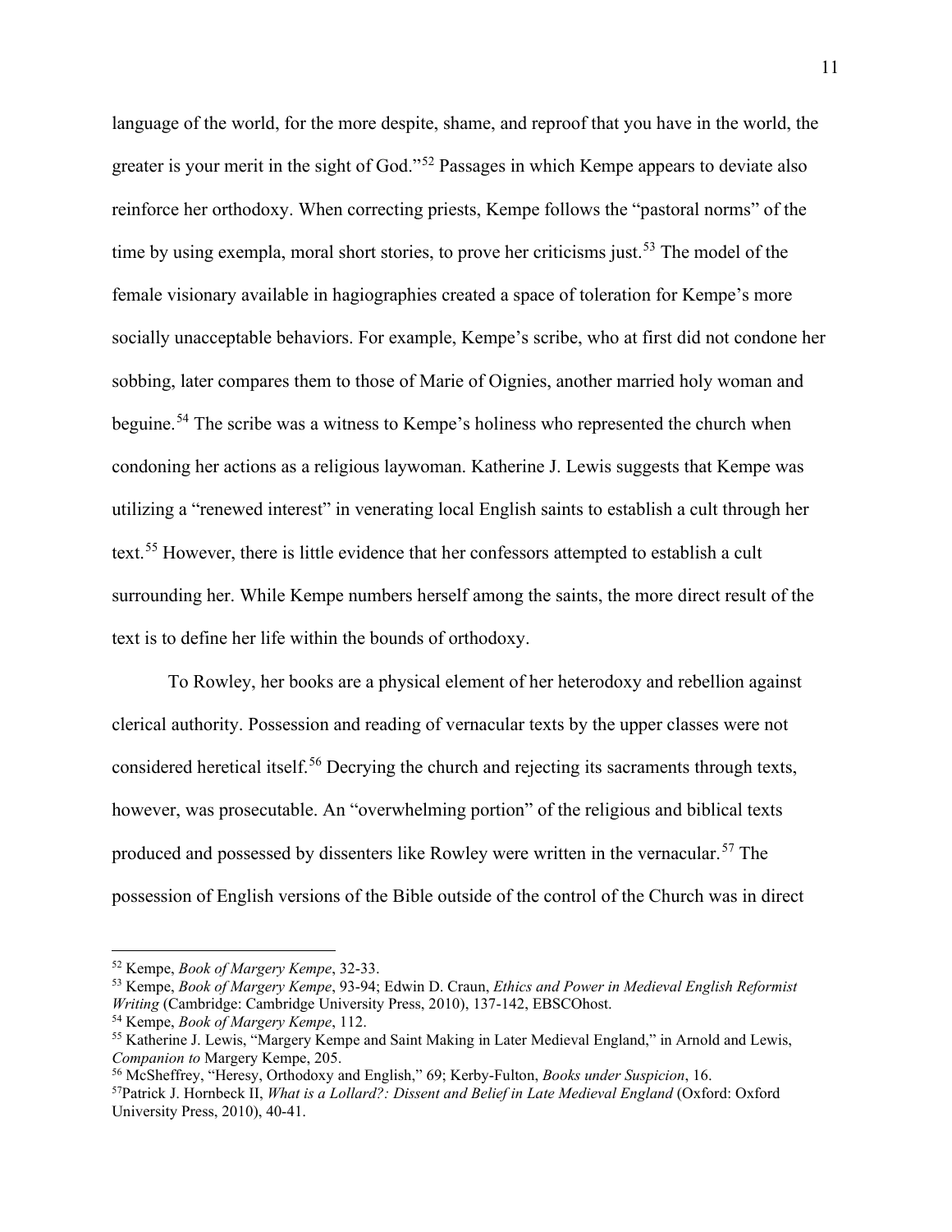language of the world, for the more despite, shame, and reproof that you have in the world, the greater is your merit in the sight of God."[52] Passages in which Kempe appears to deviate also reinforce her orthodoxy. When correcting priests, Kempe follows the "pastoral norms" of the time by using exempla, moral short stories, to prove her criticisms just.[53] The model of the female visionary available in hagiographies created a space of toleration for Kempe's more socially unacceptable behaviors. For example, Kempe's scribe, who at first did not condone her sobbing, later compares them to those of Marie of Oignies, another married holy woman and beguine.[54] The scribe was a witness to Kempe's holiness who represented the church when condoning her actions as a religious laywoman. Katherine J. Lewis suggests that Kempe was utilizing a "renewed interest" in venerating local English saints to establish a cult through her text.[55] However, there is little evidence that her confessors attempted to establish a cult surrounding her. While Kempe numbers herself among the saints, the more direct result of the text is to define her life within the bounds of orthodoxy.

To Rowley, her books are a physical element of her heterodoxy and rebellion against clerical authority. Possession and reading of vernacular texts by the upper classes were not considered heretical itself.[56] Decrying the church and rejecting its sacraments through texts, however, was prosecutable. An "overwhelming portion" of the religious and biblical texts produced and possessed by dissenters like Rowley were written in the vernacular.[57] The possession of English versions of the Bible outside of the control of the Church was in direct

---

[52] Kempe, *Book of Margery Kempe*, 32-33.

[53] Kempe, *Book of Margery Kempe*, 93-94; Edwin D. Craun, *Ethics and Power in Medieval English Reformist Writing* (Cambridge: Cambridge University Press, 2010), 137-142, EBSCOhost.

[54] Kempe, *Book of Margery Kempe*, 112.

[55] Katherine J. Lewis, "Margery Kempe and Saint Making in Later Medieval England," in Arnold and Lewis, *Companion to* Margery Kempe, 205.

[56] McSheffrey, "Heresy, Orthodoxy and English," 69; Kerby-Fulton, *Books under Suspicion*, 16.

[57] Patrick J. Hornbeck II, *What is a Lollard?: Dissent and Belief in Late Medieval England* (Oxford: Oxford University Press, 2010), 40-41.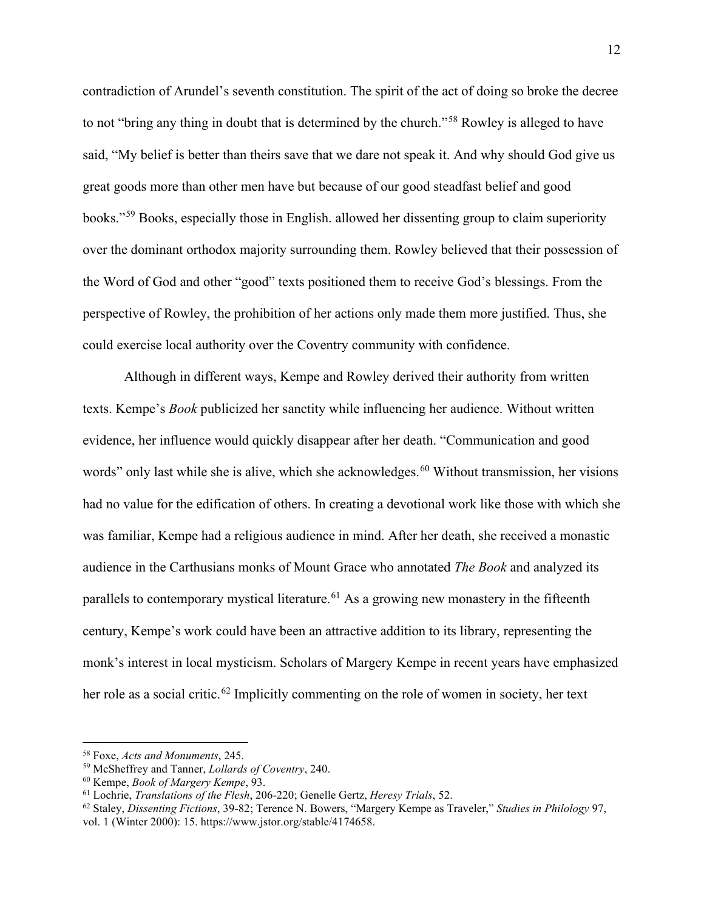contradiction of Arundel's seventh constitution. The spirit of the act of doing so broke the decree to not "bring any thing in doubt that is determined by the church."[58] Rowley is alleged to have said, "My belief is better than theirs save that we dare not speak it. And why should God give us great goods more than other men have but because of our good steadfast belief and good books."[59] Books, especially those in English. allowed her dissenting group to claim superiority over the dominant orthodox majority surrounding them. Rowley believed that their possession of the Word of God and other "good" texts positioned them to receive God's blessings. From the perspective of Rowley, the prohibition of her actions only made them more justified. Thus, she could exercise local authority over the Coventry community with confidence.

Although in different ways, Kempe and Rowley derived their authority from written texts. Kempe's *Book* publicized her sanctity while influencing her audience. Without written evidence, her influence would quickly disappear after her death. "Communication and good words" only last while she is alive, which she acknowledges.[60] Without transmission, her visions had no value for the edification of others. In creating a devotional work like those with which she was familiar, Kempe had a religious audience in mind. After her death, she received a monastic audience in the Carthusians monks of Mount Grace who annotated *The Book* and analyzed its parallels to contemporary mystical literature.[61] As a growing new monastery in the fifteenth century, Kempe's work could have been an attractive addition to its library, representing the monk's interest in local mysticism. Scholars of Margery Kempe in recent years have emphasized her role as a social critic.[62] Implicitly commenting on the role of women in society, her text

---

[58] Foxe, *Acts and Monuments*, 245.

[59] McSheffrey and Tanner, *Lollards of Coventry*, 240.

[60] Kempe, *Book of Margery Kempe*, 93.

[61] Lochrie, *Translations of the Flesh*, 206-220; Genelle Gertz, *Heresy Trials*, 52.

[62] Staley, *Dissenting Fictions*, 39-82; Terence N. Bowers, "Margery Kempe as Traveler," *Studies in Philology* 97, vol. 1 (Winter 2000): 15. https://www.jstor.org/stable/4174658.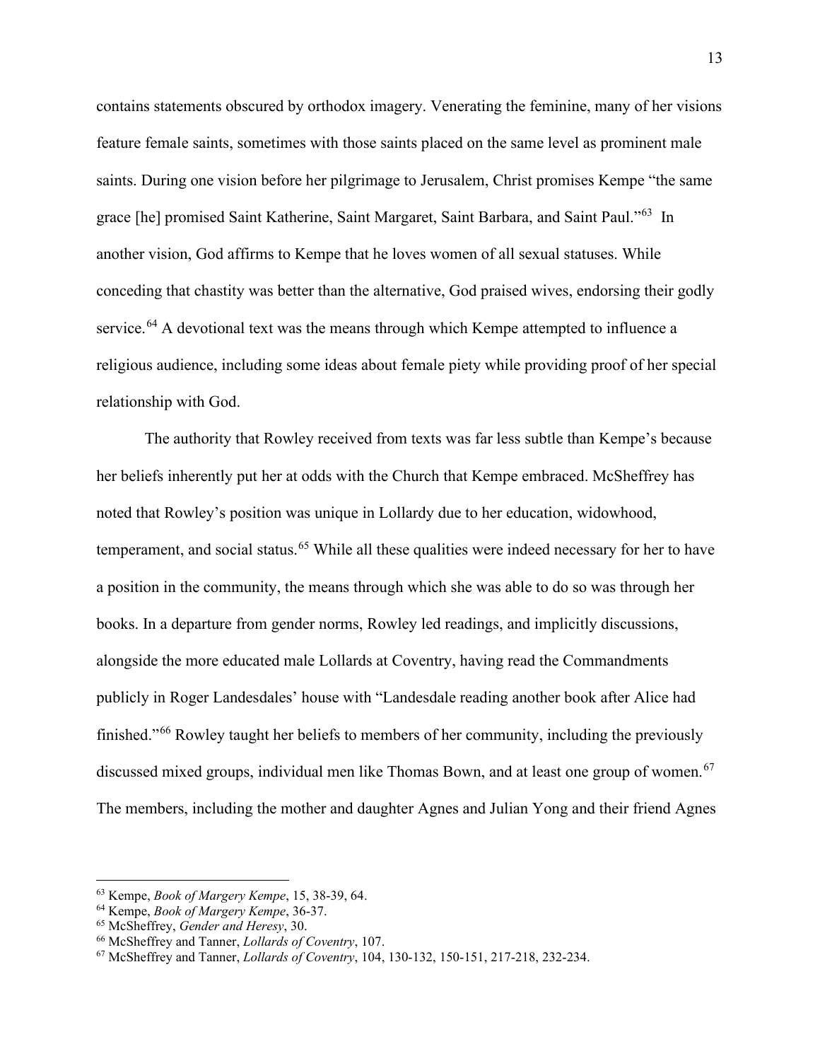contains statements obscured by orthodox imagery. Venerating the feminine, many of her visions feature female saints, sometimes with those saints placed on the same level as prominent male saints. During one vision before her pilgrimage to Jerusalem, Christ promises Kempe "the same grace [he] promised Saint Katherine, Saint Margaret, Saint Barbara, and Saint Paul."[63] In another vision, God affirms to Kempe that he loves women of all sexual statuses. While conceding that chastity was better than the alternative, God praised wives, endorsing their godly service.[64] A devotional text was the means through which Kempe attempted to influence a religious audience, including some ideas about female piety while providing proof of her special relationship with God.

The authority that Rowley received from texts was far less subtle than Kempe's because her beliefs inherently put her at odds with the Church that Kempe embraced. McSheffrey has noted that Rowley's position was unique in Lollardy due to her education, widowhood, temperament, and social status.[65] While all these qualities were indeed necessary for her to have a position in the community, the means through which she was able to do so was through her books. In a departure from gender norms, Rowley led readings, and implicitly discussions, alongside the more educated male Lollards at Coventry, having read the Commandments publicly in Roger Landesdales' house with "Landesdale reading another book after Alice had finished."[66] Rowley taught her beliefs to members of her community, including the previously discussed mixed groups, individual men like Thomas Bown, and at least one group of women.[67] The members, including the mother and daughter Agnes and Julian Yong and their friend Agnes

---

[63] Kempe, *Book of Margery Kempe*, 15, 38-39, 64.

[64] Kempe, *Book of Margery Kempe*, 36-37.

[65] McSheffrey, *Gender and Heresy*, 30.

[66] McSheffrey and Tanner, *Lollards of Coventry*, 107.

[67] McSheffrey and Tanner, *Lollards of Coventry*, 104, 130-132, 150-151, 217-218, 232-234.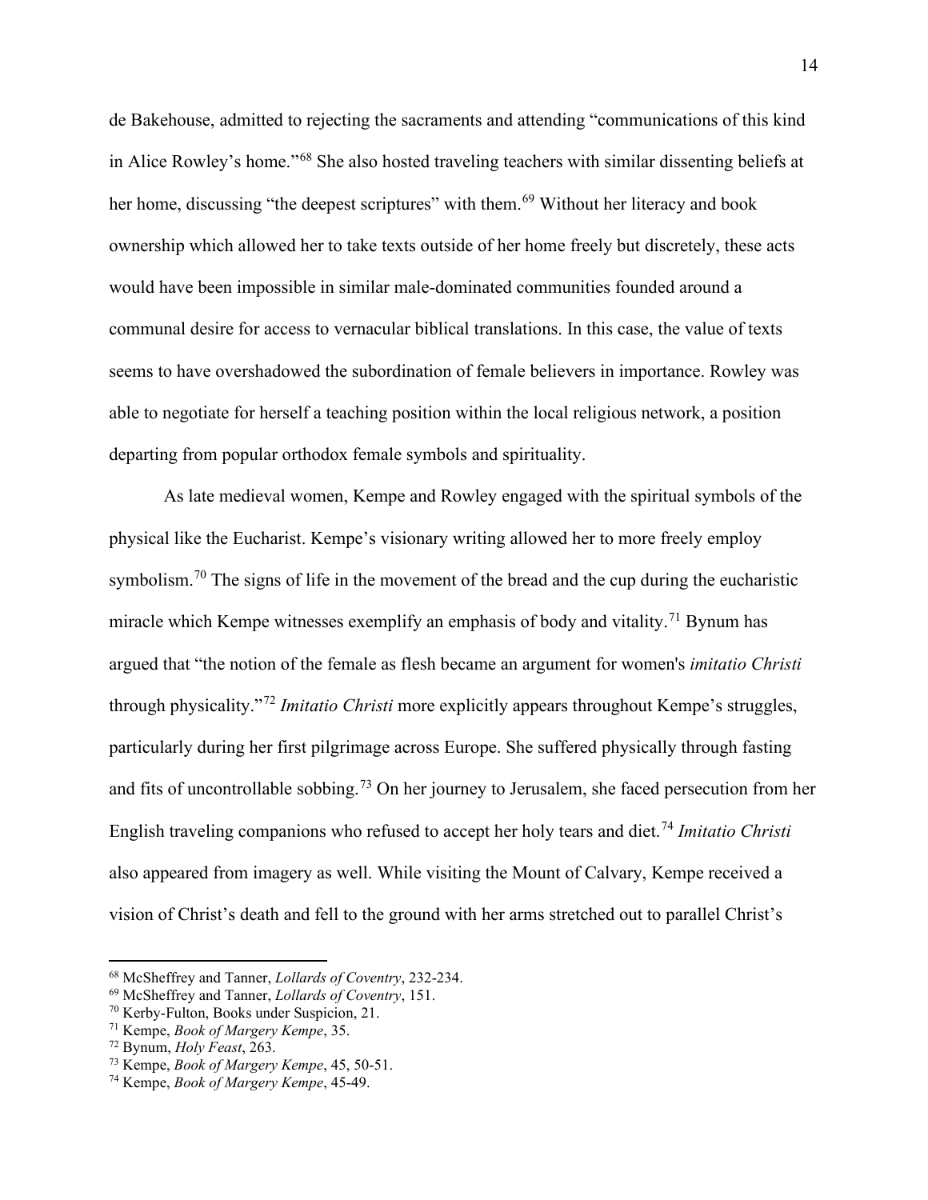de Bakehouse, admitted to rejecting the sacraments and attending "communications of this kind in Alice Rowley's home."[68] She also hosted traveling teachers with similar dissenting beliefs at her home, discussing "the deepest scriptures" with them.[69] Without her literacy and book ownership which allowed her to take texts outside of her home freely but discretely, these acts would have been impossible in similar male-dominated communities founded around a communal desire for access to vernacular biblical translations. In this case, the value of texts seems to have overshadowed the subordination of female believers in importance. Rowley was able to negotiate for herself a teaching position within the local religious network, a position departing from popular orthodox female symbols and spirituality.

As late medieval women, Kempe and Rowley engaged with the spiritual symbols of the physical like the Eucharist. Kempe's visionary writing allowed her to more freely employ symbolism.[70] The signs of life in the movement of the bread and the cup during the eucharistic miracle which Kempe witnesses exemplify an emphasis of body and vitality.[71] Bynum has argued that "the notion of the female as flesh became an argument for women's *imitatio Christi* through physicality."[72] *Imitatio Christi* more explicitly appears throughout Kempe's struggles, particularly during her first pilgrimage across Europe. She suffered physically through fasting and fits of uncontrollable sobbing.[73] On her journey to Jerusalem, she faced persecution from her English traveling companions who refused to accept her holy tears and diet.[74] *Imitatio Christi* also appeared from imagery as well. While visiting the Mount of Calvary, Kempe received a vision of Christ's death and fell to the ground with her arms stretched out to parallel Christ's

---

[68] McSheffrey and Tanner, *Lollards of Coventry*, 232-234.

[69] McSheffrey and Tanner, *Lollards of Coventry*, 151.

[70] Kerby-Fulton, Books under Suspicion, 21.

[71] Kempe, *Book of Margery Kempe*, 35.

[72] Bynum, *Holy Feast*, 263.

[73] Kempe, *Book of Margery Kempe*, 45, 50-51.

[74] Kempe, *Book of Margery Kempe*, 45-49.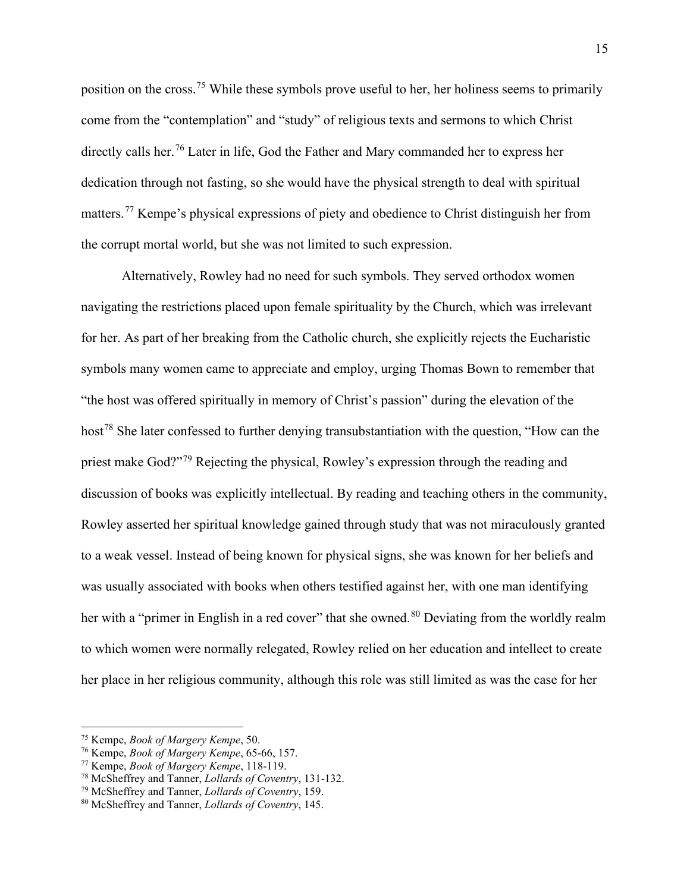position on the cross.[75] While these symbols prove useful to her, her holiness seems to primarily come from the "contemplation" and "study" of religious texts and sermons to which Christ directly calls her.[76] Later in life, God the Father and Mary commanded her to express her dedication through not fasting, so she would have the physical strength to deal with spiritual matters.[77] Kempe's physical expressions of piety and obedience to Christ distinguish her from the corrupt mortal world, but she was not limited to such expression.

Alternatively, Rowley had no need for such symbols. They served orthodox women navigating the restrictions placed upon female spirituality by the Church, which was irrelevant for her. As part of her breaking from the Catholic church, she explicitly rejects the Eucharistic symbols many women came to appreciate and employ, urging Thomas Bown to remember that "the host was offered spiritually in memory of Christ's passion" during the elevation of the host[78] She later confessed to further denying transubstantiation with the question, "How can the priest make God?"[79] Rejecting the physical, Rowley's expression through the reading and discussion of books was explicitly intellectual. By reading and teaching others in the community, Rowley asserted her spiritual knowledge gained through study that was not miraculously granted to a weak vessel. Instead of being known for physical signs, she was known for her beliefs and was usually associated with books when others testified against her, with one man identifying her with a "primer in English in a red cover" that she owned.[80] Deviating from the worldly realm to which women were normally relegated, Rowley relied on her education and intellect to create her place in her religious community, although this role was still limited as was the case for her

---

[75] Kempe, *Book of Margery Kempe*, 50.

[76] Kempe, *Book of Margery Kempe*, 65-66, 157.

[77] Kempe, *Book of Margery Kempe*, 118-119.

[78] McSheffrey and Tanner, *Lollards of Coventry*, 131-132.

[79] McSheffrey and Tanner, *Lollards of Coventry*, 159.

[80] McSheffrey and Tanner, *Lollards of Coventry*, 145.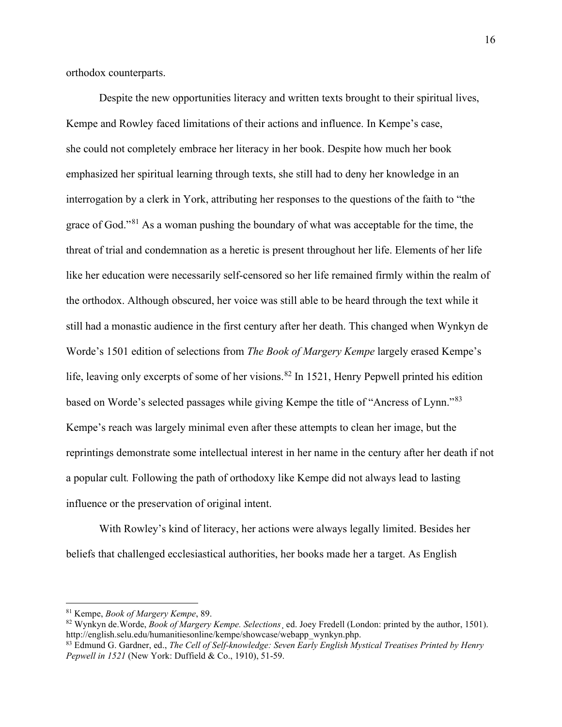orthodox counterparts.

Despite the new opportunities literacy and written texts brought to their spiritual lives, Kempe and Rowley faced limitations of their actions and influence. In Kempe's case, she could not completely embrace her literacy in her book. Despite how much her book emphasized her spiritual learning through texts, she still had to deny her knowledge in an interrogation by a clerk in York, attributing her responses to the questions of the faith to "the grace of God."[81] As a woman pushing the boundary of what was acceptable for the time, the threat of trial and condemnation as a heretic is present throughout her life. Elements of her life like her education were necessarily self-censored so her life remained firmly within the realm of the orthodox. Although obscured, her voice was still able to be heard through the text while it still had a monastic audience in the first century after her death. This changed when Wynkyn de Worde's 1501 edition of selections from *The Book of Margery Kempe* largely erased Kempe's life, leaving only excerpts of some of her visions.[82] In 1521, Henry Pepwell printed his edition based on Worde's selected passages while giving Kempe the title of "Ancress of Lynn."[83] Kempe's reach was largely minimal even after these attempts to clean her image, but the reprintings demonstrate some intellectual interest in her name in the century after her death if not a popular cult*.* Following the path of orthodoxy like Kempe did not always lead to lasting influence or the preservation of original intent.

With Rowley's kind of literacy, her actions were always legally limited. Besides her beliefs that challenged ecclesiastical authorities, her books made her a target. As English

---

[81] Kempe, *Book of Margery Kempe*, 89.

[82] Wynkyn de.Worde, *Book of Margery Kempe. Selections*¸ ed. Joey Fredell (London: printed by the author, 1501). http://english.selu.edu/humanitiesonline/kempe/showcase/webapp_wynkyn.php.

[83] Edmund G. Gardner, ed., *The Cell of Self-knowledge: Seven Early English Mystical Treatises Printed by Henry Pepwell in 1521* (New York: Duffield & Co., 1910), 51-59.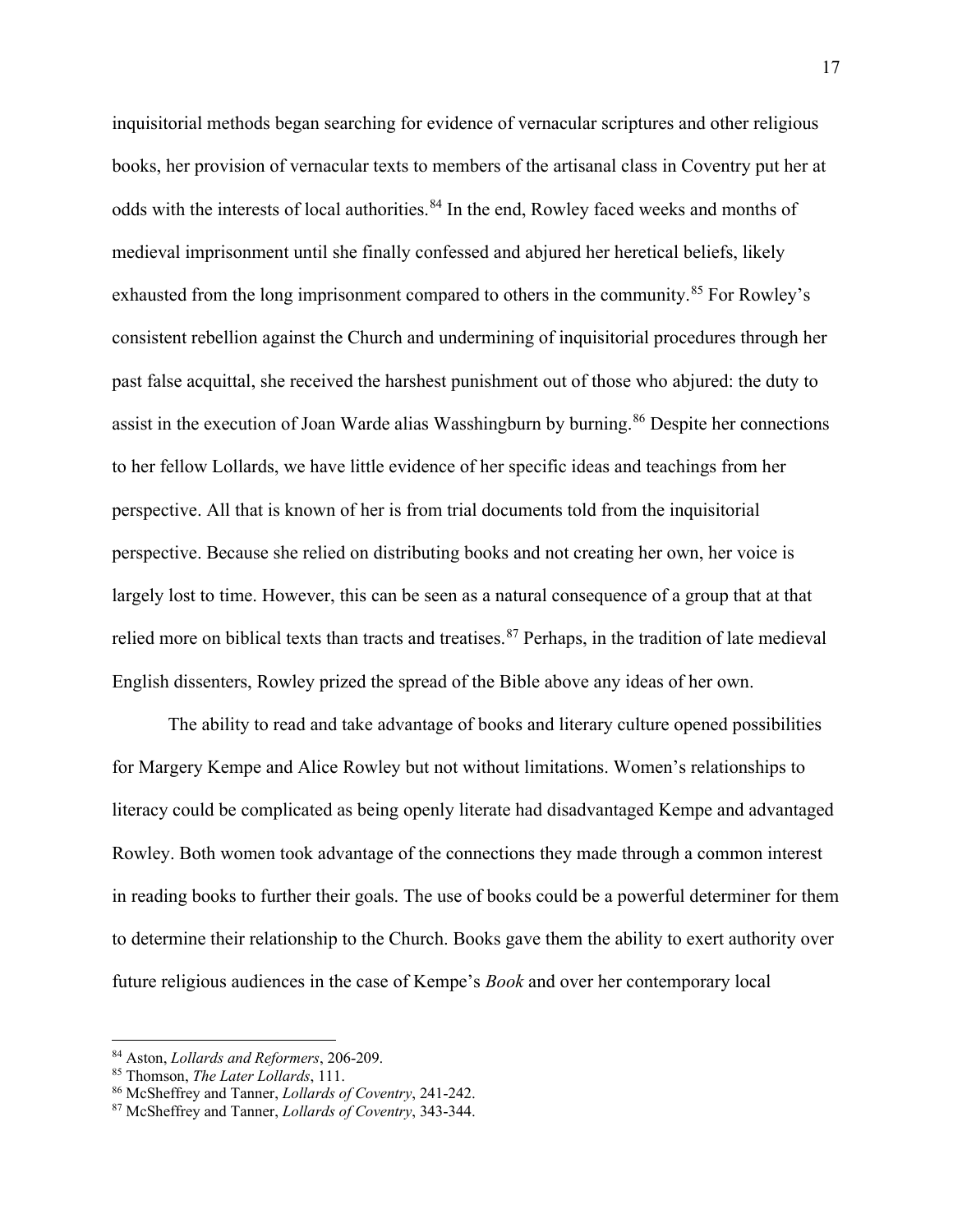inquisitorial methods began searching for evidence of vernacular scriptures and other religious books, her provision of vernacular texts to members of the artisanal class in Coventry put her at odds with the interests of local authorities.[84] In the end, Rowley faced weeks and months of medieval imprisonment until she finally confessed and abjured her heretical beliefs, likely exhausted from the long imprisonment compared to others in the community.[85] For Rowley's consistent rebellion against the Church and undermining of inquisitorial procedures through her past false acquittal, she received the harshest punishment out of those who abjured: the duty to assist in the execution of Joan Warde alias Wasshingburn by burning.[86] Despite her connections to her fellow Lollards, we have little evidence of her specific ideas and teachings from her perspective. All that is known of her is from trial documents told from the inquisitorial perspective. Because she relied on distributing books and not creating her own, her voice is largely lost to time. However, this can be seen as a natural consequence of a group that at that relied more on biblical texts than tracts and treatises.[87] Perhaps, in the tradition of late medieval English dissenters, Rowley prized the spread of the Bible above any ideas of her own.

The ability to read and take advantage of books and literary culture opened possibilities for Margery Kempe and Alice Rowley but not without limitations. Women's relationships to literacy could be complicated as being openly literate had disadvantaged Kempe and advantaged Rowley. Both women took advantage of the connections they made through a common interest in reading books to further their goals. The use of books could be a powerful determiner for them to determine their relationship to the Church. Books gave them the ability to exert authority over future religious audiences in the case of Kempe's *Book* and over her contemporary local

---

[84] Aston, *Lollards and Reformers*, 206-209.

[85] Thomson, *The Later Lollards*, 111.

[86] McSheffrey and Tanner, *Lollards of Coventry*, 241-242.

[87] McSheffrey and Tanner, *Lollards of Coventry*, 343-344.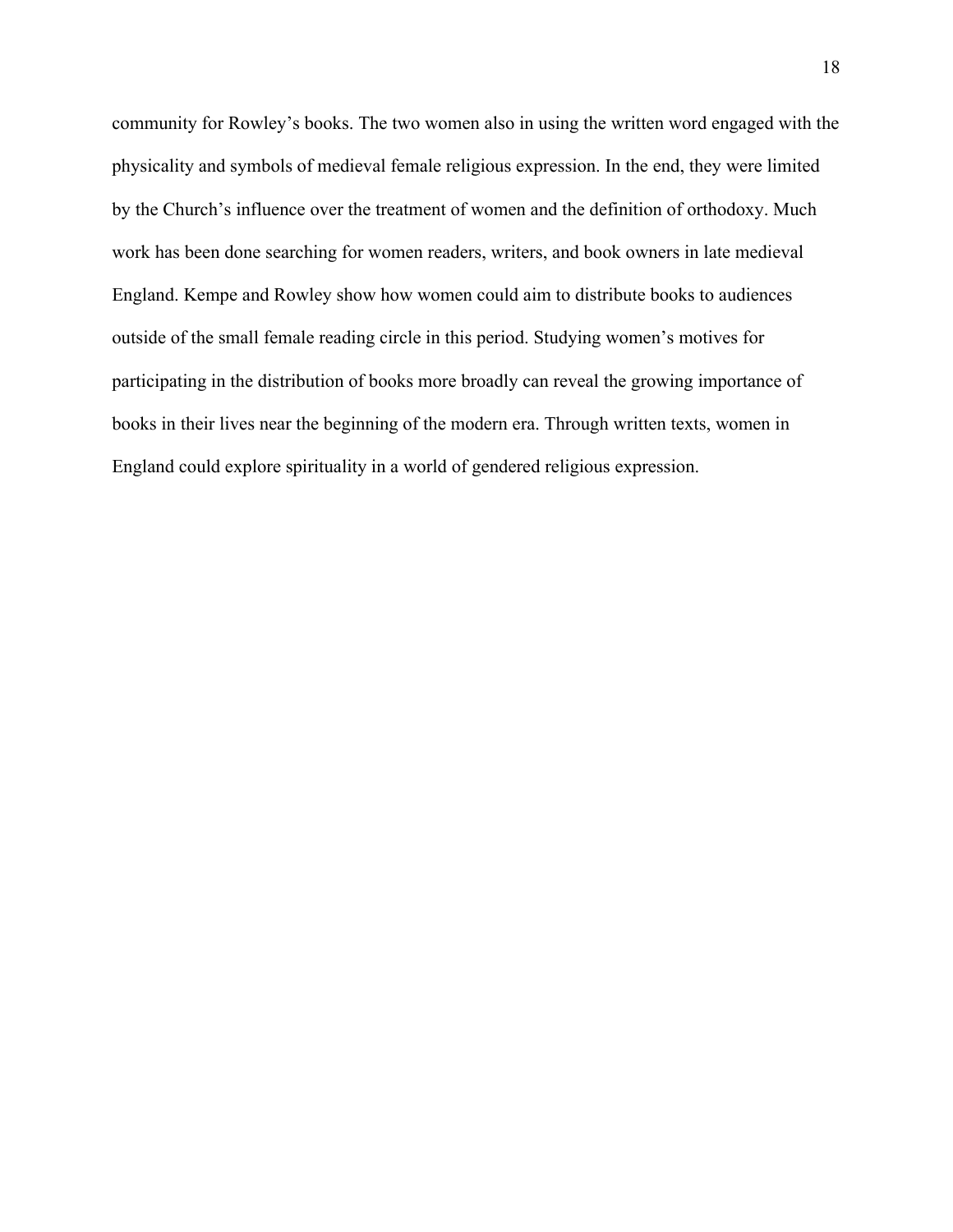community for Rowley's books. The two women also in using the written word engaged with the physicality and symbols of medieval female religious expression. In the end, they were limited by the Church's influence over the treatment of women and the definition of orthodoxy. Much work has been done searching for women readers, writers, and book owners in late medieval England. Kempe and Rowley show how women could aim to distribute books to audiences outside of the small female reading circle in this period. Studying women's motives for participating in the distribution of books more broadly can reveal the growing importance of books in their lives near the beginning of the modern era. Through written texts, women in England could explore spirituality in a world of gendered religious expression.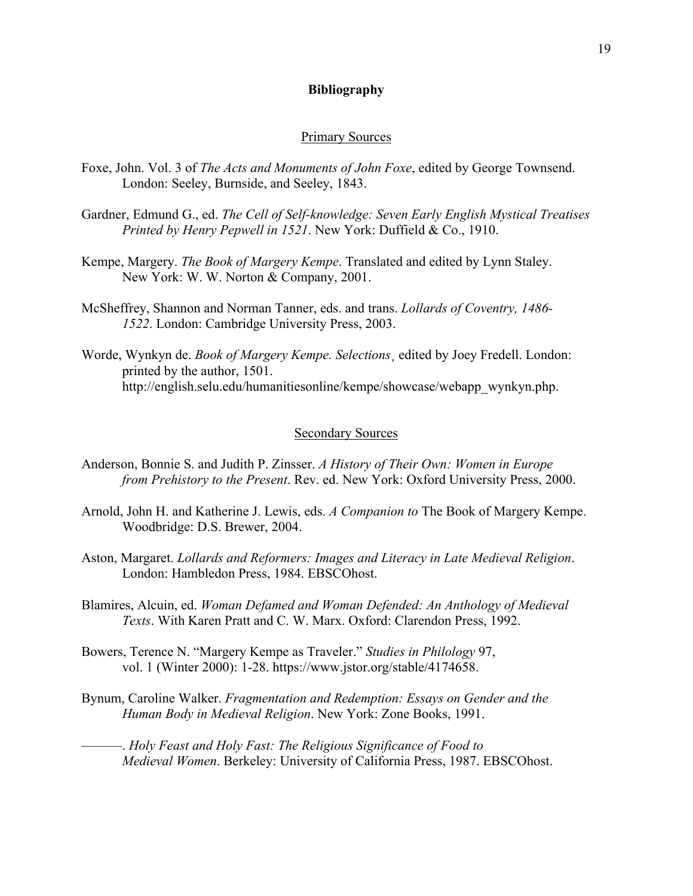## Bibliography

### Primary Sources

Foxe, John. Vol. 3 of *The Acts and Monuments of John Foxe*, edited by George Townsend. London: Seeley, Burnside, and Seeley, 1843.

Gardner, Edmund G., ed. *The Cell of Self-knowledge: Seven Early English Mystical Treatises Printed by Henry Pepwell in 1521*. New York: Duffield & Co., 1910.

Kempe, Margery. *The Book of Margery Kempe*. Translated and edited by Lynn Staley. New York: W. W. Norton & Company, 2001.

McSheffrey, Shannon and Norman Tanner, eds. and trans. *Lollards of Coventry, 1486-1522*. London: Cambridge University Press, 2003.

Worde, Wynkyn de. *Book of Margery Kempe. Selections*¸ edited by Joey Fredell. London: printed by the author, 1501. http://english.selu.edu/humanitiesonline/kempe/showcase/webapp_wynkyn.php.

### Secondary Sources

Anderson, Bonnie S. and Judith P. Zinsser. *A History of Their Own: Women in Europe from Prehistory to the Present*. Rev. ed. New York: Oxford University Press, 2000.

Arnold, John H. and Katherine J. Lewis, eds. *A Companion to* The Book of Margery Kempe. Woodbridge: D.S. Brewer, 2004.

Aston, Margaret. *Lollards and Reformers: Images and Literacy in Late Medieval Religion*. London: Hambledon Press, 1984. EBSCOhost.

Blamires, Alcuin, ed. *Woman Defamed and Woman Defended: An Anthology of Medieval Texts*. With Karen Pratt and C. W. Marx. Oxford: Clarendon Press, 1992.

Bowers, Terence N. "Margery Kempe as Traveler." *Studies in Philology* 97, vol. 1 (Winter 2000): 1-28. https://www.jstor.org/stable/4174658.

Bynum, Caroline Walker. *Fragmentation and Redemption: Essays on Gender and the Human Body in Medieval Religion*. New York: Zone Books, 1991.

———. *Holy Feast and Holy Fast: The Religious Significance of Food to Medieval Women*. Berkeley: University of California Press, 1987. EBSCOhost.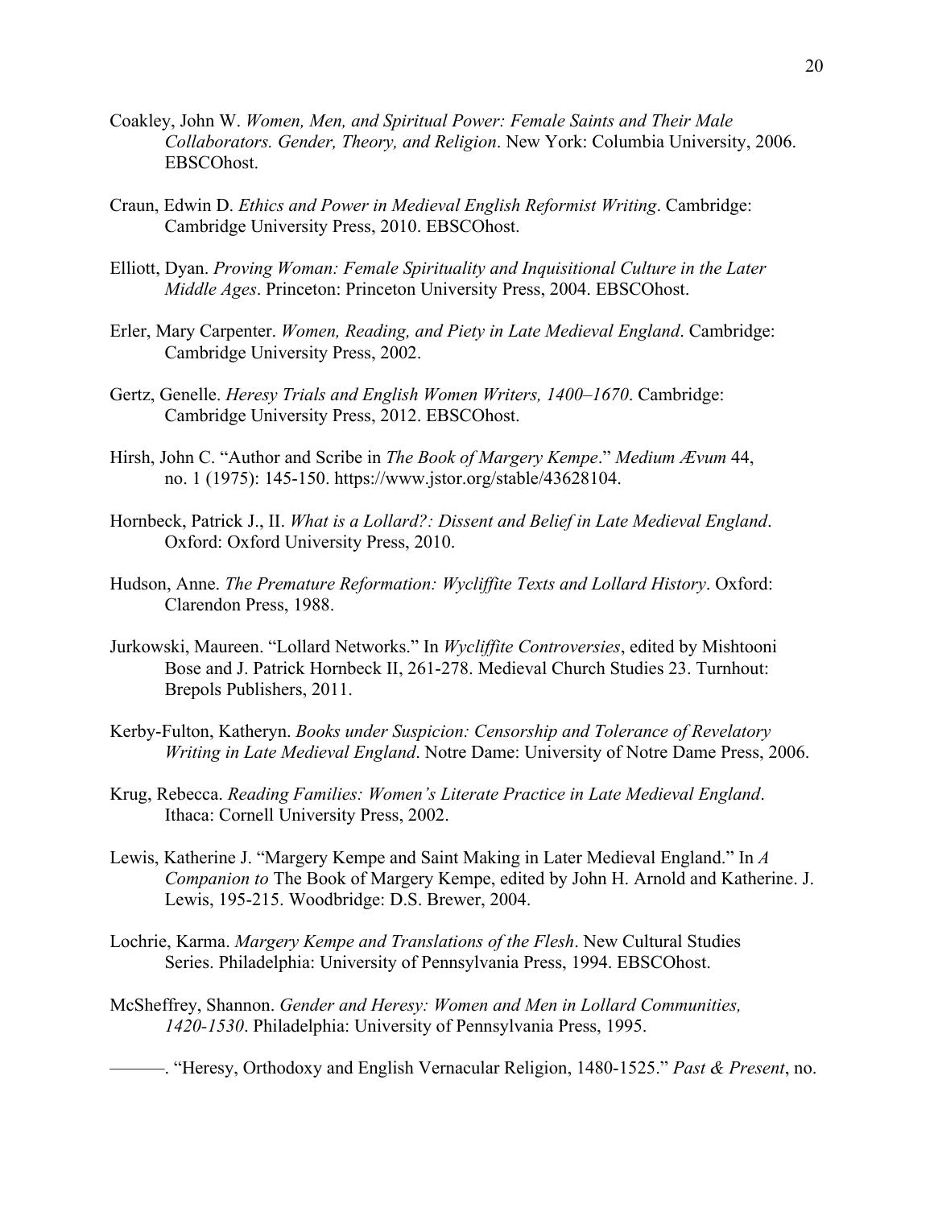Coakley, John W. *Women, Men, and Spiritual Power: Female Saints and Their Male Collaborators. Gender, Theory, and Religion*. New York: Columbia University, 2006. EBSCOhost.

Craun, Edwin D. *Ethics and Power in Medieval English Reformist Writing*. Cambridge: Cambridge University Press, 2010. EBSCOhost.

Elliott, Dyan. *Proving Woman: Female Spirituality and Inquisitional Culture in the Later Middle Ages*. Princeton: Princeton University Press, 2004. EBSCOhost.

Erler, Mary Carpenter. *Women, Reading, and Piety in Late Medieval England*. Cambridge: Cambridge University Press, 2002.

Gertz, Genelle. *Heresy Trials and English Women Writers, 1400–1670*. Cambridge: Cambridge University Press, 2012. EBSCOhost.

Hirsh, John C. "Author and Scribe in *The Book of Margery Kempe*." *Medium Ævum* 44, no. 1 (1975): 145-150. https://www.jstor.org/stable/43628104.

Hornbeck, Patrick J., II. *What is a Lollard?: Dissent and Belief in Late Medieval England*. Oxford: Oxford University Press, 2010.

Hudson, Anne. *The Premature Reformation: Wycliffite Texts and Lollard History*. Oxford: Clarendon Press, 1988.

Jurkowski, Maureen. "Lollard Networks." In *Wycliffite Controversies*, edited by Mishtooni Bose and J. Patrick Hornbeck II, 261-278. Medieval Church Studies 23. Turnhout: Brepols Publishers, 2011.

Kerby-Fulton, Katheryn. *Books under Suspicion: Censorship and Tolerance of Revelatory Writing in Late Medieval England*. Notre Dame: University of Notre Dame Press, 2006.

Krug, Rebecca. *Reading Families: Women's Literate Practice in Late Medieval England*. Ithaca: Cornell University Press, 2002.

Lewis, Katherine J. "Margery Kempe and Saint Making in Later Medieval England." In *A Companion to* The Book of Margery Kempe, edited by John H. Arnold and Katherine. J. Lewis, 195-215. Woodbridge: D.S. Brewer, 2004.

Lochrie, Karma. *Margery Kempe and Translations of the Flesh*. New Cultural Studies Series. Philadelphia: University of Pennsylvania Press, 1994. EBSCOhost.

McSheffrey, Shannon. *Gender and Heresy: Women and Men in Lollard Communities, 1420-1530*. Philadelphia: University of Pennsylvania Press, 1995.

———. "Heresy, Orthodoxy and English Vernacular Religion, 1480-1525." *Past & Present*, no.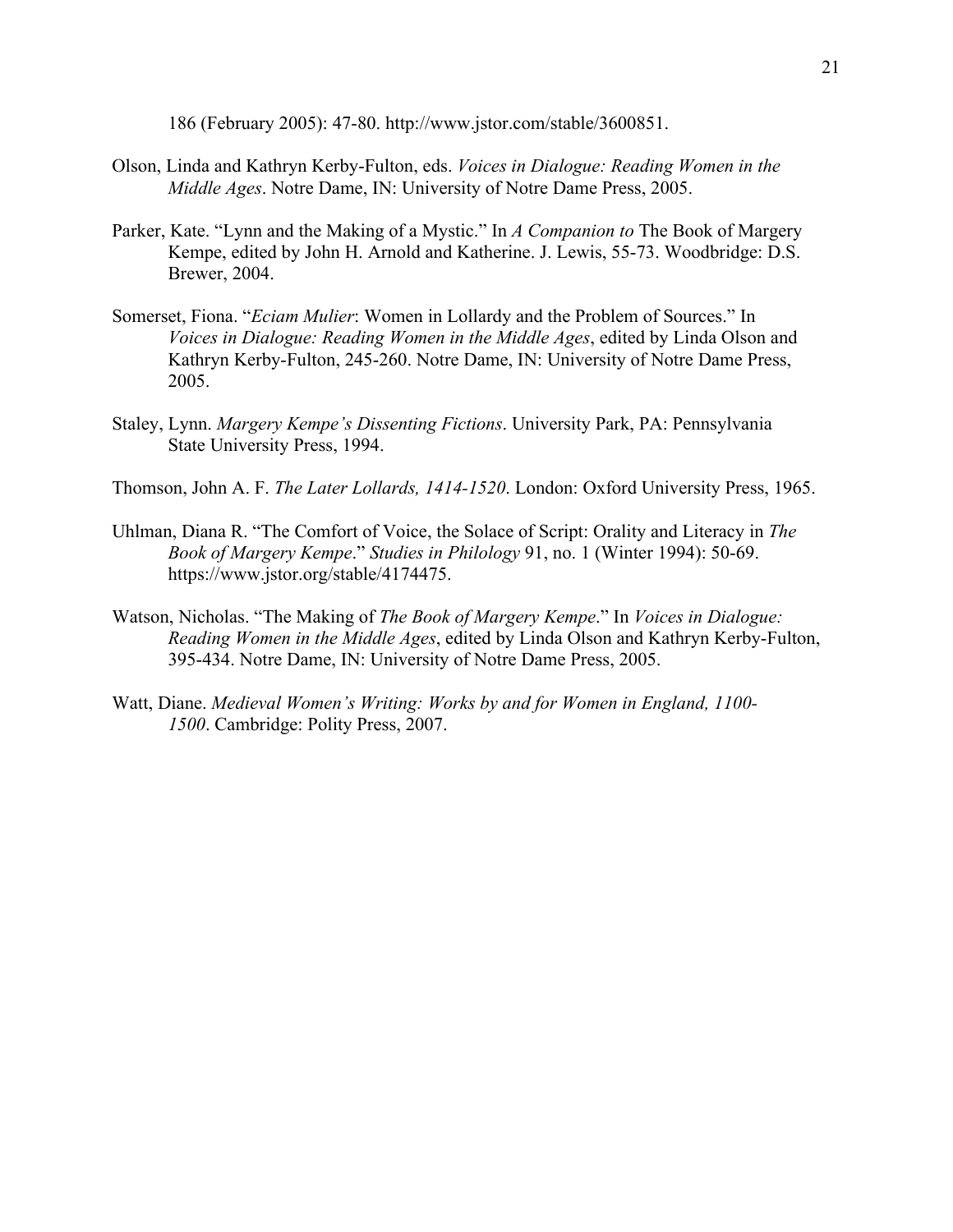186 (February 2005): 47-80. http://www.jstor.com/stable/3600851.

Olson, Linda and Kathryn Kerby-Fulton, eds. *Voices in Dialogue: Reading Women in the Middle Ages*. Notre Dame, IN: University of Notre Dame Press, 2005.

Parker, Kate. "Lynn and the Making of a Mystic." In *A Companion to* The Book of Margery Kempe, edited by John H. Arnold and Katherine. J. Lewis, 55-73. Woodbridge: D.S. Brewer, 2004.

Somerset, Fiona. "*Eciam Mulier*: Women in Lollardy and the Problem of Sources." In *Voices in Dialogue: Reading Women in the Middle Ages*, edited by Linda Olson and Kathryn Kerby-Fulton, 245-260. Notre Dame, IN: University of Notre Dame Press, 2005.

Staley, Lynn. *Margery Kempe's Dissenting Fictions*. University Park, PA: Pennsylvania State University Press, 1994.

Thomson, John A. F. *The Later Lollards, 1414-1520*. London: Oxford University Press, 1965.

Uhlman, Diana R. "The Comfort of Voice, the Solace of Script: Orality and Literacy in *The Book of Margery Kempe*." *Studies in Philology* 91, no. 1 (Winter 1994): 50-69. https://www.jstor.org/stable/4174475.

Watson, Nicholas. "The Making of *The Book of Margery Kempe*." In *Voices in Dialogue: Reading Women in the Middle Ages*, edited by Linda Olson and Kathryn Kerby-Fulton, 395-434. Notre Dame, IN: University of Notre Dame Press, 2005.

Watt, Diane. *Medieval Women's Writing: Works by and for Women in England, 1100-1500*. Cambridge: Polity Press, 2007.